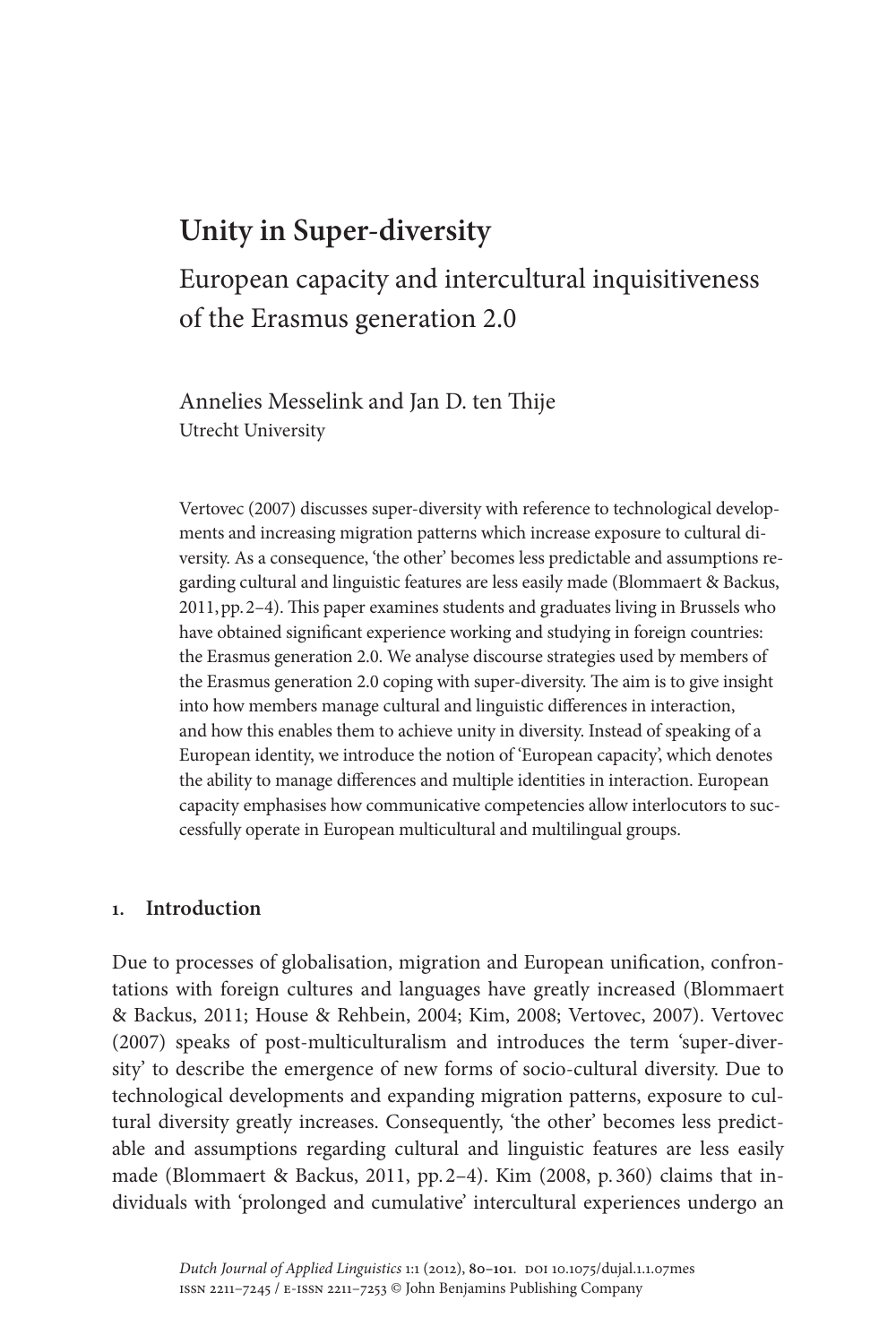# Unity in Super-diversity

## European capacity and intercultural inquisitiveness of the Erasmus generation 2.0

Annelies Messelink and Jan D. ten Thije
Utrecht University

Vertovec (2007) discusses super-diversity with reference to technological developments and increasing migration patterns which increase exposure to cultural diversity. As a consequence, 'the other' becomes less predictable and assumptions regarding cultural and linguistic features are less easily made (Blommaert & Backus, 2011, pp. 2–4). This paper examines students and graduates living in Brussels who have obtained significant experience working and studying in foreign countries: the Erasmus generation 2.0. We analyse discourse strategies used by members of the Erasmus generation 2.0 coping with super-diversity. The aim is to give insight into how members manage cultural and linguistic differences in interaction, and how this enables them to achieve unity in diversity. Instead of speaking of a European identity, we introduce the notion of 'European capacity', which denotes the ability to manage differences and multiple identities in interaction. European capacity emphasises how communicative competencies allow interlocutors to successfully operate in European multicultural and multilingual groups.

## 1. Introduction

Due to processes of globalisation, migration and European unification, confrontations with foreign cultures and languages have greatly increased (Blommaert & Backus, 2011; House & Rehbein, 2004; Kim, 2008; Vertovec, 2007). Vertovec (2007) speaks of post-multiculturalism and introduces the term 'super-diversity' to describe the emergence of new forms of socio-cultural diversity. Due to technological developments and expanding migration patterns, exposure to cultural diversity greatly increases. Consequently, 'the other' becomes less predictable and assumptions regarding cultural and linguistic features are less easily made (Blommaert & Backus, 2011, pp. 2–4). Kim (2008, p. 360) claims that individuals with 'prolonged and cumulative' intercultural experiences undergo an

*Dutch Journal of Applied Linguistics* 1:1 (2012), **80–101**. DOI 10.1075/dujal.1.1.07mes
ISSN 2211–7245 / E-ISSN 2211–7253 © John Benjamins Publishing Company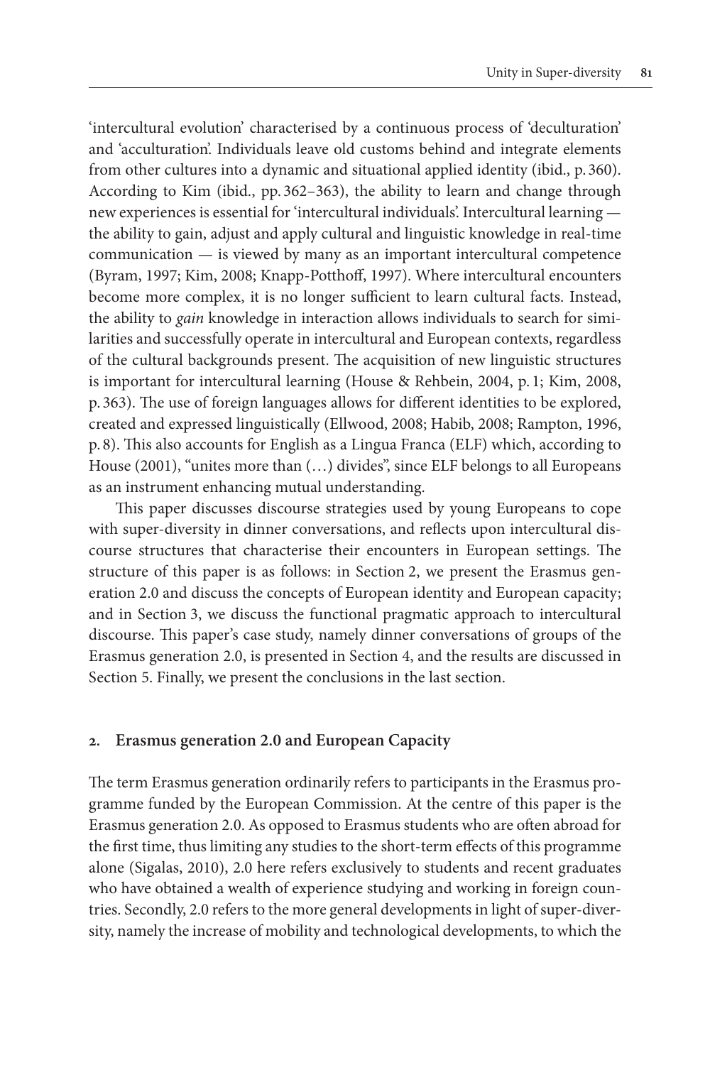'intercultural evolution' characterised by a continuous process of 'deculturation' and 'acculturation'. Individuals leave old customs behind and integrate elements from other cultures into a dynamic and situational applied identity (ibid., p. 360). According to Kim (ibid., pp. 362–363), the ability to learn and change through new experiences is essential for 'intercultural individuals'. Intercultural learning — the ability to gain, adjust and apply cultural and linguistic knowledge in real-time communication — is viewed by many as an important intercultural competence (Byram, 1997; Kim, 2008; Knapp-Potthoff, 1997). Where intercultural encounters become more complex, it is no longer sufficient to learn cultural facts. Instead, the ability to *gain* knowledge in interaction allows individuals to search for similarities and successfully operate in intercultural and European contexts, regardless of the cultural backgrounds present. The acquisition of new linguistic structures is important for intercultural learning (House & Rehbein, 2004, p. 1; Kim, 2008, p. 363). The use of foreign languages allows for different identities to be explored, created and expressed linguistically (Ellwood, 2008; Habib, 2008; Rampton, 1996, p. 8). This also accounts for English as a Lingua Franca (ELF) which, according to House (2001), "unites more than (…) divides", since ELF belongs to all Europeans as an instrument enhancing mutual understanding.

This paper discusses discourse strategies used by young Europeans to cope with super-diversity in dinner conversations, and reflects upon intercultural discourse structures that characterise their encounters in European settings. The structure of this paper is as follows: in Section 2, we present the Erasmus generation 2.0 and discuss the concepts of European identity and European capacity; and in Section 3, we discuss the functional pragmatic approach to intercultural discourse. This paper's case study, namely dinner conversations of groups of the Erasmus generation 2.0, is presented in Section 4, and the results are discussed in Section 5. Finally, we present the conclusions in the last section.

## 2. Erasmus generation 2.0 and European Capacity

The term Erasmus generation ordinarily refers to participants in the Erasmus programme funded by the European Commission. At the centre of this paper is the Erasmus generation 2.0. As opposed to Erasmus students who are often abroad for the first time, thus limiting any studies to the short-term effects of this programme alone (Sigalas, 2010), 2.0 here refers exclusively to students and recent graduates who have obtained a wealth of experience studying and working in foreign countries. Secondly, 2.0 refers to the more general developments in light of super-diversity, namely the increase of mobility and technological developments, to which the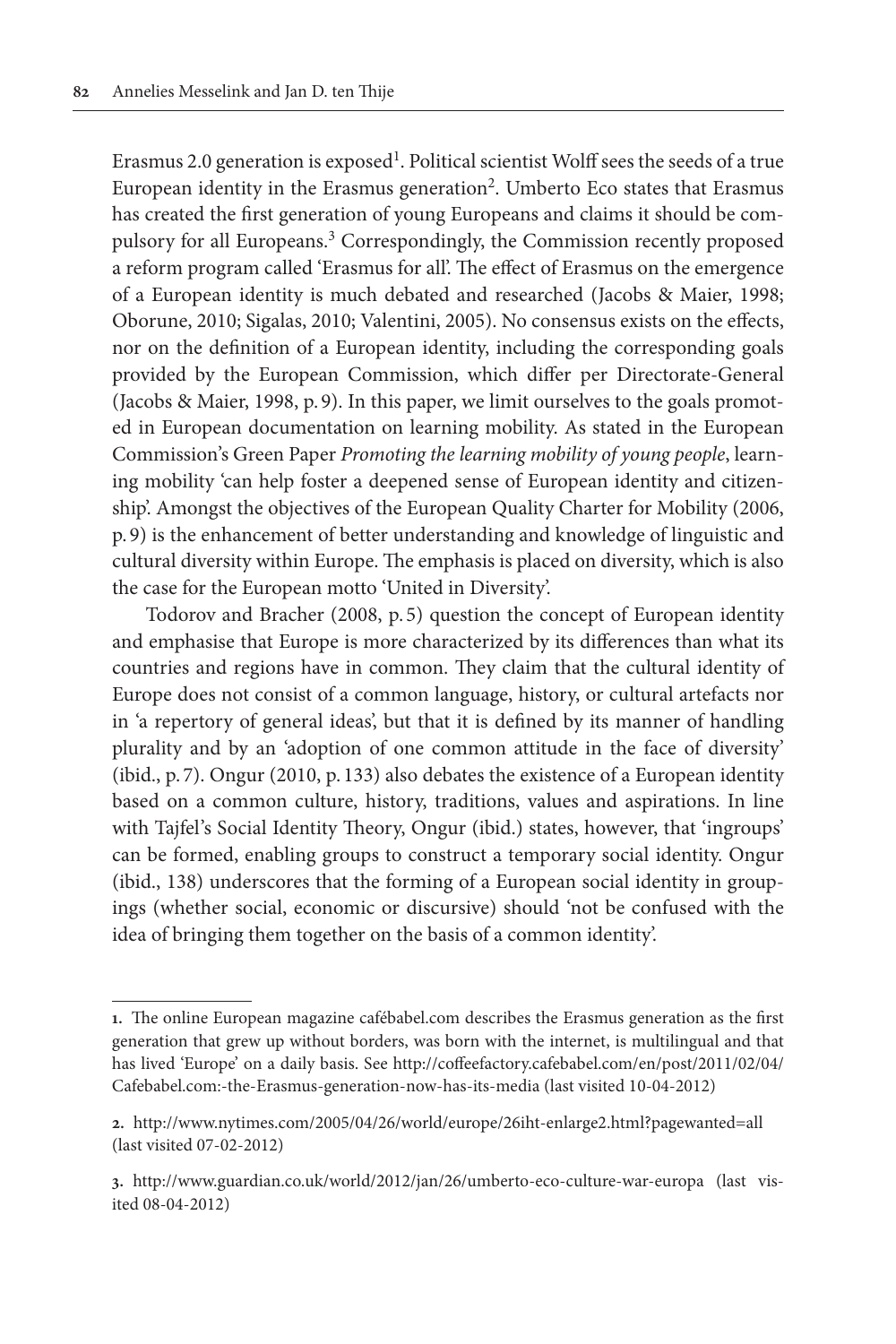Erasmus 2.0 generation is exposed[1]. Political scientist Wolff sees the seeds of a true European identity in the Erasmus generation[2]. Umberto Eco states that Erasmus has created the first generation of young Europeans and claims it should be compulsory for all Europeans.[3] Correspondingly, the Commission recently proposed a reform program called 'Erasmus for all'. The effect of Erasmus on the emergence of a European identity is much debated and researched (Jacobs & Maier, 1998; Oborune, 2010; Sigalas, 2010; Valentini, 2005). No consensus exists on the effects, nor on the definition of a European identity, including the corresponding goals provided by the European Commission, which differ per Directorate-General (Jacobs & Maier, 1998, p. 9). In this paper, we limit ourselves to the goals promoted in European documentation on learning mobility. As stated in the European Commission's Green Paper *Promoting the learning mobility of young people*, learning mobility 'can help foster a deepened sense of European identity and citizenship'. Amongst the objectives of the European Quality Charter for Mobility (2006, p. 9) is the enhancement of better understanding and knowledge of linguistic and cultural diversity within Europe. The emphasis is placed on diversity, which is also the case for the European motto 'United in Diversity'.

Todorov and Bracher (2008, p. 5) question the concept of European identity and emphasise that Europe is more characterized by its differences than what its countries and regions have in common. They claim that the cultural identity of Europe does not consist of a common language, history, or cultural artefacts nor in 'a repertory of general ideas', but that it is defined by its manner of handling plurality and by an 'adoption of one common attitude in the face of diversity' (ibid., p. 7). Ongur (2010, p. 133) also debates the existence of a European identity based on a common culture, history, traditions, values and aspirations. In line with Tajfel's Social Identity Theory, Ongur (ibid.) states, however, that 'ingroups' can be formed, enabling groups to construct a temporary social identity. Ongur (ibid., 138) underscores that the forming of a European social identity in groupings (whether social, economic or discursive) should 'not be confused with the idea of bringing them together on the basis of a common identity'.

---

1. The online European magazine cafébabel.com describes the Erasmus generation as the first generation that grew up without borders, was born with the internet, is multilingual and that has lived 'Europe' on a daily basis. See http://coffeefactory.cafebabel.com/en/post/2011/02/04/Cafebabel.com:-the-Erasmus-generation-now-has-its-media (last visited 10-04-2012)

2. http://www.nytimes.com/2005/04/26/world/europe/26iht-enlarge2.html?pagewanted=all (last visited 07-02-2012)

3. http://www.guardian.co.uk/world/2012/jan/26/umberto-eco-culture-war-europa (last visited 08-04-2012)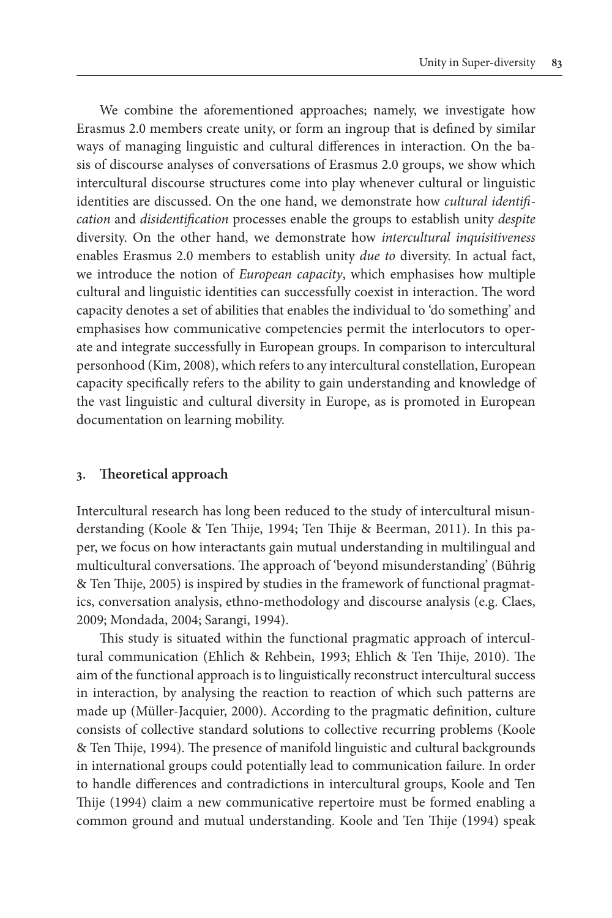We combine the aforementioned approaches; namely, we investigate how Erasmus 2.0 members create unity, or form an ingroup that is defined by similar ways of managing linguistic and cultural differences in interaction. On the basis of discourse analyses of conversations of Erasmus 2.0 groups, we show which intercultural discourse structures come into play whenever cultural or linguistic identities are discussed. On the one hand, we demonstrate how *cultural identification* and *disidentification* processes enable the groups to establish unity *despite* diversity. On the other hand, we demonstrate how *intercultural inquisitiveness* enables Erasmus 2.0 members to establish unity *due to* diversity. In actual fact, we introduce the notion of *European capacity*, which emphasises how multiple cultural and linguistic identities can successfully coexist in interaction. The word capacity denotes a set of abilities that enables the individual to 'do something' and emphasises how communicative competencies permit the interlocutors to operate and integrate successfully in European groups. In comparison to intercultural personhood (Kim, 2008), which refers to any intercultural constellation, European capacity specifically refers to the ability to gain understanding and knowledge of the vast linguistic and cultural diversity in Europe, as is promoted in European documentation on learning mobility.

## 3. Theoretical approach

Intercultural research has long been reduced to the study of intercultural misunderstanding (Koole & Ten Thije, 1994; Ten Thije & Beerman, 2011). In this paper, we focus on how interactants gain mutual understanding in multilingual and multicultural conversations. The approach of 'beyond misunderstanding' (Bührig & Ten Thije, 2005) is inspired by studies in the framework of functional pragmatics, conversation analysis, ethno-methodology and discourse analysis (e.g. Claes, 2009; Mondada, 2004; Sarangi, 1994).

This study is situated within the functional pragmatic approach of intercultural communication (Ehlich & Rehbein, 1993; Ehlich & Ten Thije, 2010). The aim of the functional approach is to linguistically reconstruct intercultural success in interaction, by analysing the reaction to reaction of which such patterns are made up (Müller-Jacquier, 2000). According to the pragmatic definition, culture consists of collective standard solutions to collective recurring problems (Koole & Ten Thije, 1994). The presence of manifold linguistic and cultural backgrounds in international groups could potentially lead to communication failure. In order to handle differences and contradictions in intercultural groups, Koole and Ten Thije (1994) claim a new communicative repertoire must be formed enabling a common ground and mutual understanding. Koole and Ten Thije (1994) speak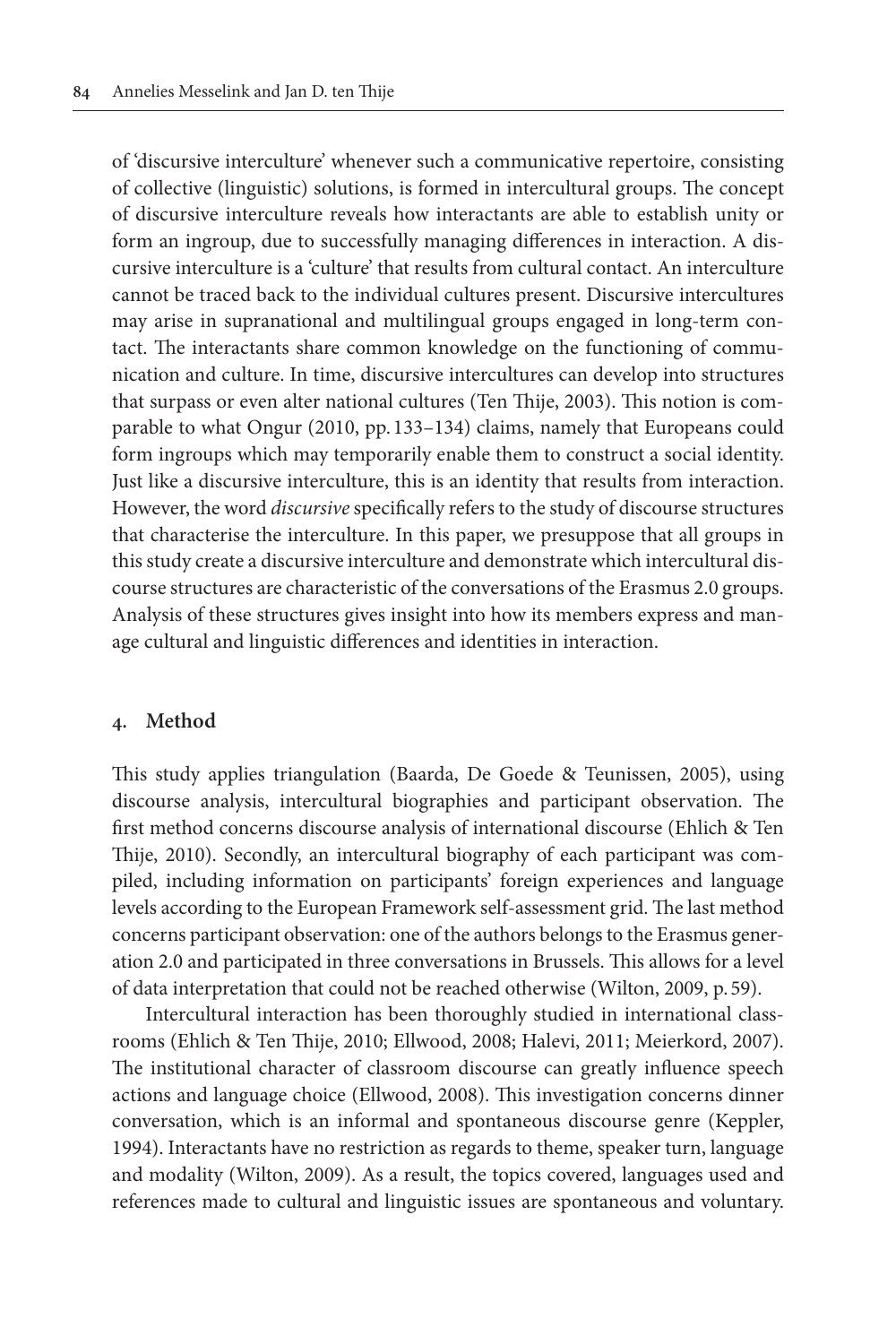of 'discursive interculture' whenever such a communicative repertoire, consisting of collective (linguistic) solutions, is formed in intercultural groups. The concept of discursive interculture reveals how interactants are able to establish unity or form an ingroup, due to successfully managing differences in interaction. A discursive interculture is a 'culture' that results from cultural contact. An interculture cannot be traced back to the individual cultures present. Discursive intercultures may arise in supranational and multilingual groups engaged in long-term contact. The interactants share common knowledge on the functioning of communication and culture. In time, discursive intercultures can develop into structures that surpass or even alter national cultures (Ten Thije, 2003). This notion is comparable to what Ongur (2010, pp. 133–134) claims, namely that Europeans could form ingroups which may temporarily enable them to construct a social identity. Just like a discursive interculture, this is an identity that results from interaction. However, the word *discursive* specifically refers to the study of discourse structures that characterise the interculture. In this paper, we presuppose that all groups in this study create a discursive interculture and demonstrate which intercultural discourse structures are characteristic of the conversations of the Erasmus 2.0 groups. Analysis of these structures gives insight into how its members express and manage cultural and linguistic differences and identities in interaction.

## 4. Method

This study applies triangulation (Baarda, De Goede & Teunissen, 2005), using discourse analysis, intercultural biographies and participant observation. The first method concerns discourse analysis of international discourse (Ehlich & Ten Thije, 2010). Secondly, an intercultural biography of each participant was compiled, including information on participants' foreign experiences and language levels according to the European Framework self-assessment grid. The last method concerns participant observation: one of the authors belongs to the Erasmus generation 2.0 and participated in three conversations in Brussels. This allows for a level of data interpretation that could not be reached otherwise (Wilton, 2009, p. 59).

Intercultural interaction has been thoroughly studied in international classrooms (Ehlich & Ten Thije, 2010; Ellwood, 2008; Halevi, 2011; Meierkord, 2007). The institutional character of classroom discourse can greatly influence speech actions and language choice (Ellwood, 2008). This investigation concerns dinner conversation, which is an informal and spontaneous discourse genre (Keppler, 1994). Interactants have no restriction as regards to theme, speaker turn, language and modality (Wilton, 2009). As a result, the topics covered, languages used and references made to cultural and linguistic issues are spontaneous and voluntary.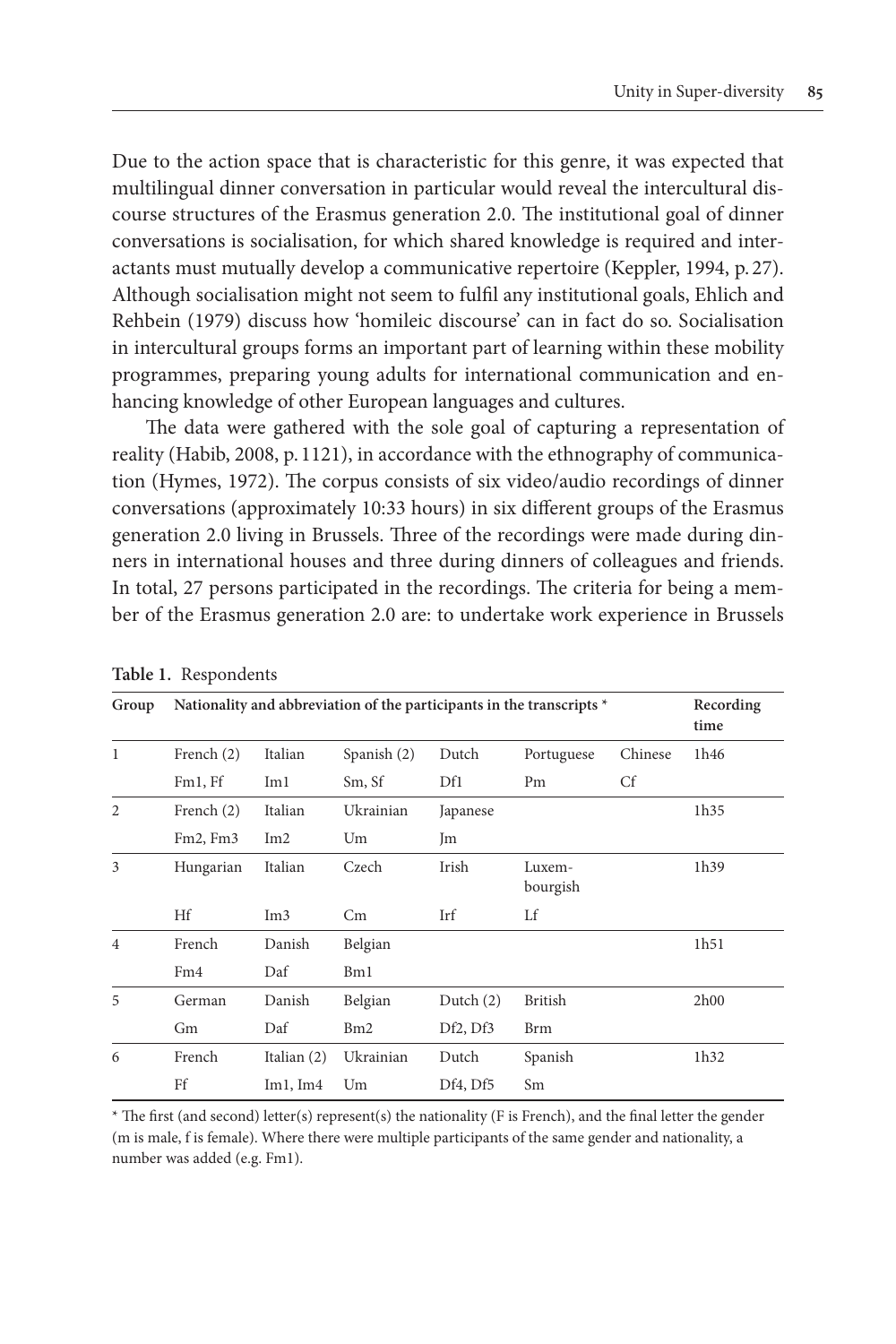Due to the action space that is characteristic for this genre, it was expected that multilingual dinner conversation in particular would reveal the intercultural discourse structures of the Erasmus generation 2.0. The institutional goal of dinner conversations is socialisation, for which shared knowledge is required and interactants must mutually develop a communicative repertoire (Keppler, 1994, p. 27). Although socialisation might not seem to fulfil any institutional goals, Ehlich and Rehbein (1979) discuss how 'homileic discourse' can in fact do so. Socialisation in intercultural groups forms an important part of learning within these mobility programmes, preparing young adults for international communication and enhancing knowledge of other European languages and cultures.

The data were gathered with the sole goal of capturing a representation of reality (Habib, 2008, p. 1121), in accordance with the ethnography of communication (Hymes, 1972). The corpus consists of six video/audio recordings of dinner conversations (approximately 10:33 hours) in six different groups of the Erasmus generation 2.0 living in Brussels. Three of the recordings were made during dinners in international houses and three during dinners of colleagues and friends. In total, 27 persons participated in the recordings. The criteria for being a member of the Erasmus generation 2.0 are: to undertake work experience in Brussels

**Table 1.** Respondents

| Group | Nationality and abbreviation of the participants in the transcripts * | | | | | | Recording time |
|---|---|---|---|---|---|---|---|
| 1 | French (2) | Italian | Spanish (2) | Dutch | Portuguese | Chinese | 1h46 |
| | Fm1, Ff | Im1 | Sm, Sf | Df1 | Pm | Cf | |
| 2 | French (2) | Italian | Ukrainian | Japanese | | | 1h35 |
| | Fm2, Fm3 | Im2 | Um | Jm | | | |
| 3 | Hungarian | Italian | Czech | Irish | Luxembourgish | | 1h39 |
| | Hf | Im3 | Cm | Irf | Lf | | |
| 4 | French | Danish | Belgian | | | | 1h51 |
| | Fm4 | Daf | Bm1 | | | | |
| 5 | German | Danish | Belgian | Dutch (2) | British | | 2h00 |
| | Gm | Daf | Bm2 | Df2, Df3 | Brm | | |
| 6 | French | Italian (2) | Ukrainian | Dutch | Spanish | | 1h32 |
| | Ff | Im1, Im4 | Um | Df4, Df5 | Sm | | |

\* The first (and second) letter(s) represent(s) the nationality (F is French), and the final letter the gender (m is male, f is female). Where there were multiple participants of the same gender and nationality, a number was added (e.g. Fm1).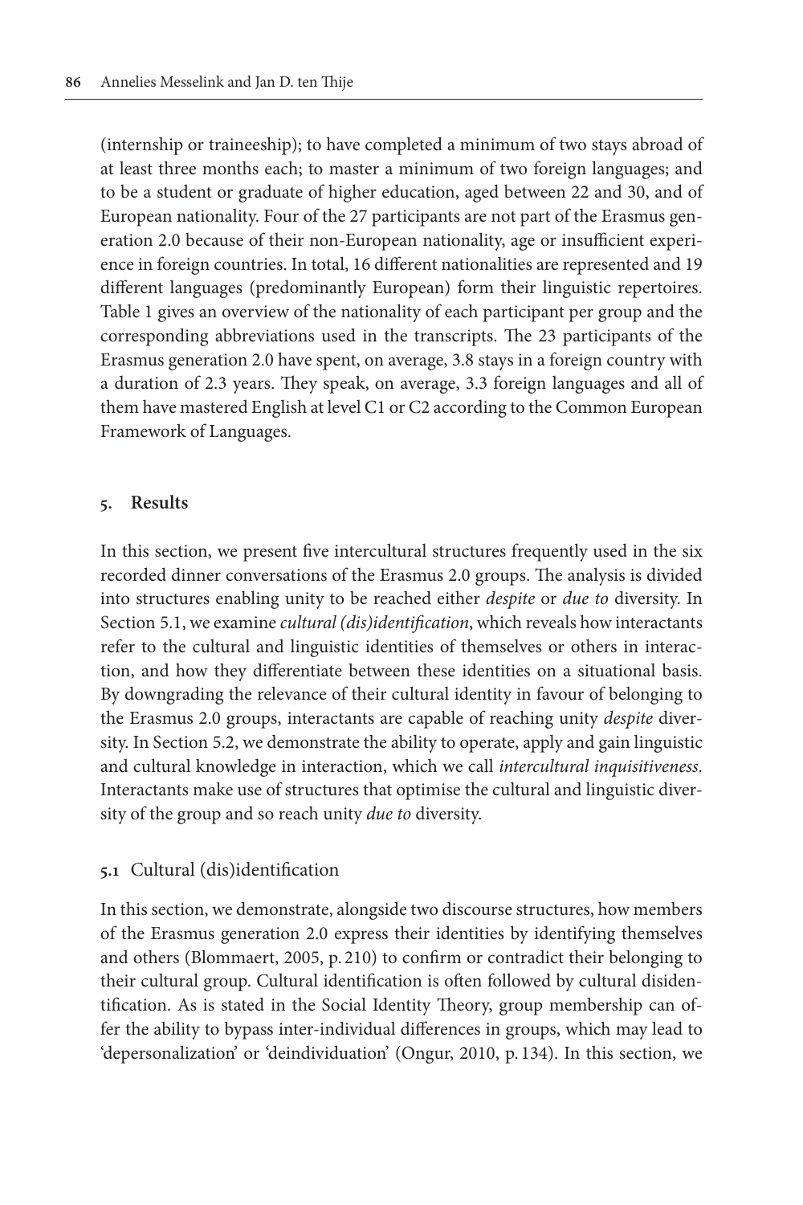(internship or traineeship); to have completed a minimum of two stays abroad of at least three months each; to master a minimum of two foreign languages; and to be a student or graduate of higher education, aged between 22 and 30, and of European nationality. Four of the 27 participants are not part of the Erasmus generation 2.0 because of their non-European nationality, age or insufficient experience in foreign countries. In total, 16 different nationalities are represented and 19 different languages (predominantly European) form their linguistic repertoires. Table 1 gives an overview of the nationality of each participant per group and the corresponding abbreviations used in the transcripts. The 23 participants of the Erasmus generation 2.0 have spent, on average, 3.8 stays in a foreign country with a duration of 2.3 years. They speak, on average, 3.3 foreign languages and all of them have mastered English at level C1 or C2 according to the Common European Framework of Languages.

## 5. Results

In this section, we present five intercultural structures frequently used in the six recorded dinner conversations of the Erasmus 2.0 groups. The analysis is divided into structures enabling unity to be reached either *despite* or *due to* diversity. In Section 5.1, we examine *cultural (dis)identification*, which reveals how interactants refer to the cultural and linguistic identities of themselves or others in interaction, and how they differentiate between these identities on a situational basis. By downgrading the relevance of their cultural identity in favour of belonging to the Erasmus 2.0 groups, interactants are capable of reaching unity *despite* diversity. In Section 5.2, we demonstrate the ability to operate, apply and gain linguistic and cultural knowledge in interaction, which we call *intercultural inquisitiveness*. Interactants make use of structures that optimise the cultural and linguistic diversity of the group and so reach unity *due to* diversity.

### 5.1 Cultural (dis)identification

In this section, we demonstrate, alongside two discourse structures, how members of the Erasmus generation 2.0 express their identities by identifying themselves and others (Blommaert, 2005, p. 210) to confirm or contradict their belonging to their cultural group. Cultural identification is often followed by cultural disidentification. As is stated in the Social Identity Theory, group membership can offer the ability to bypass inter-individual differences in groups, which may lead to 'depersonalization' or 'deindividuation' (Ongur, 2010, p. 134). In this section, we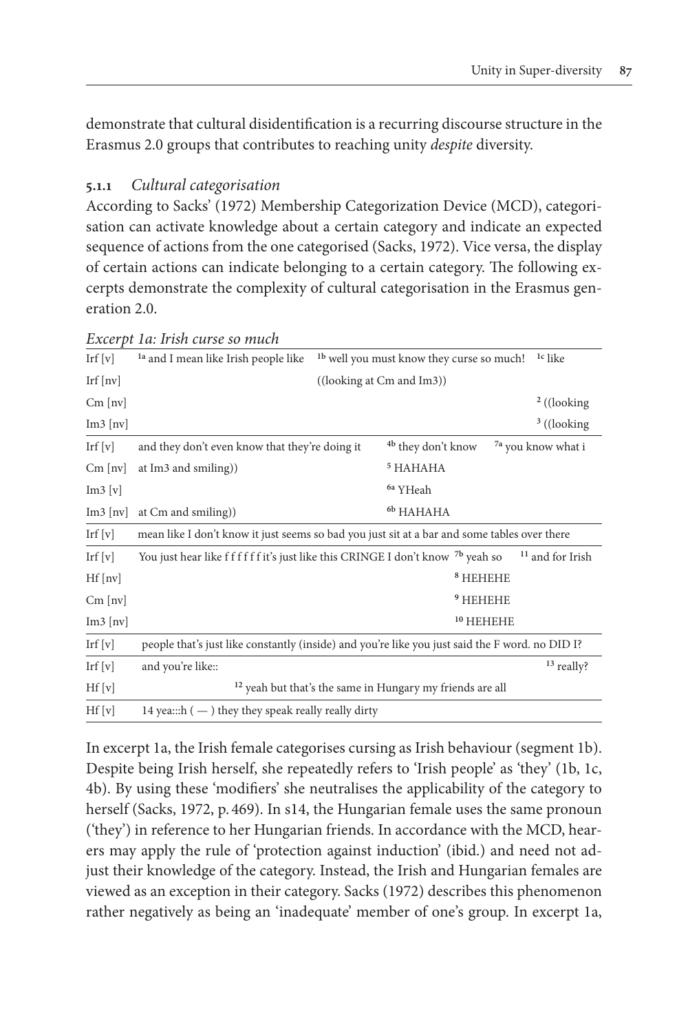demonstrate that cultural disidentification is a recurring discourse structure in the Erasmus 2.0 groups that contributes to reaching unity *despite* diversity.

### 5.1.1 *Cultural categorisation*

According to Sacks' (1972) Membership Categorization Device (MCD), categorisation can activate knowledge about a certain category and indicate an expected sequence of actions from the one categorised (Sacks, 1972). Vice versa, the display of certain actions can indicate belonging to a certain category. The following excerpts demonstrate the complexity of cultural categorisation in the Erasmus generation 2.0.

*Excerpt 1a: Irish curse so much*

| | | | |
|---|---|---|---|
| Irf [v] | [1a] and I mean like Irish people like | [1b] well you must know they curse so much! | [1c] like |
| Irf [nv] | | ((looking at Cm and Im3)) | |
| Cm [nv] | | | [2] ((looking |
| Im3 [nv] | | | [3] ((looking |
| Irf [v] | and they don't even know that they're doing it | [4b] they don't know | [7a] you know what i |
| Cm [nv] | at Im3 and smiling)) | [5] HAHAHA | |
| Im3 [v] | | [6a] YHeah | |
| Im3 [nv] | at Cm and smiling)) | [6b] HAHAHA | |
| Irf [v] | mean like I don't know it just seems so bad you just sit at a bar and some tables over there | | |
| Irf [v] | You just hear like f f f f f f it's just like this CRINGE I don't know [7b] yeah so | | [11] and for Irish |
| Hf [nv] | | [8] HEHEHE | |
| Cm [nv] | | [9] HEHEHE | |
| Im3 [nv] | | [10] HEHEHE | |
| Irf [v] | people that's just like constantly (inside) and you're like you just said the F word. no DID I? | | |
| Irf [v] | and you're like:: | | [13] really? |
| Hf [v] | | [12] yeah but that's the same in Hungary my friends are all | |
| Hf [v] | 14 yea:::h ( — ) they they speak really really dirty | | |

In excerpt 1a, the Irish female categorises cursing as Irish behaviour (segment 1b). Despite being Irish herself, she repeatedly refers to 'Irish people' as 'they' (1b, 1c, 4b). By using these 'modifiers' she neutralises the applicability of the category to herself (Sacks, 1972, p. 469). In s14, the Hungarian female uses the same pronoun ('they') in reference to her Hungarian friends. In accordance with the MCD, hearers may apply the rule of 'protection against induction' (ibid.) and need not adjust their knowledge of the category. Instead, the Irish and Hungarian females are viewed as an exception in their category. Sacks (1972) describes this phenomenon rather negatively as being an 'inadequate' member of one's group. In excerpt 1a,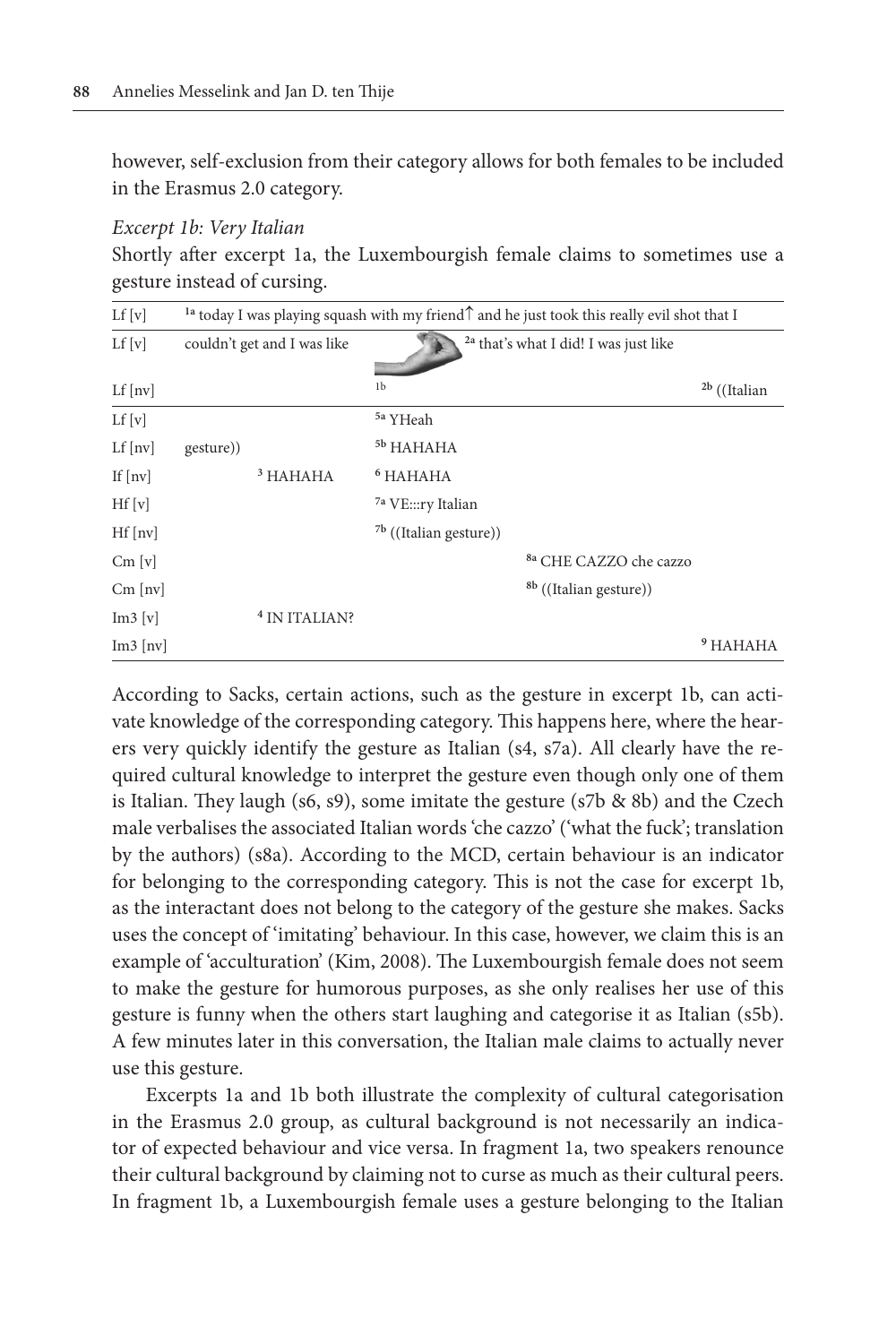however, self-exclusion from their category allows for both females to be included in the Erasmus 2.0 category.

*Excerpt 1b: Very Italian*

Shortly after excerpt 1a, the Luxembourgish female claims to sometimes use a gesture instead of cursing.

| | | | | |
|---|---|---|---|---|
| Lf [v] | [1a] today I was playing squash with my friend↑ and he just took this really evil shot that I | | | |
| Lf [v] | couldn't get and I was like | | [2a] that's what I did! I was just like | |
| Lf [nv] | | 1b | | [2b] ((Italian |
| Lf [v] | | [5a] YHeah | | |
| Lf [nv] | gesture)) | [5b] HAHAHA | | |
| If [nv] | [3] HAHAHA | [6] HAHAHA | | |
| Hf [v] | | [7a] VE:::ry Italian | | |
| Hf [nv] | | [7b] ((Italian gesture)) | | |
| Cm [v] | | | [8a] CHE CAZZO che cazzo | |
| Cm [nv] | | | [8b] ((Italian gesture)) | |
| Im3 [v] | [4] IN ITALIAN? | | | |
| Im3 [nv] | | | | [9] HAHAHA |

According to Sacks, certain actions, such as the gesture in excerpt 1b, can activate knowledge of the corresponding category. This happens here, where the hearers very quickly identify the gesture as Italian (s4, s7a). All clearly have the required cultural knowledge to interpret the gesture even though only one of them is Italian. They laugh (s6, s9), some imitate the gesture (s7b & 8b) and the Czech male verbalises the associated Italian words 'che cazzo' ('what the fuck'; translation by the authors) (s8a). According to the MCD, certain behaviour is an indicator for belonging to the corresponding category. This is not the case for excerpt 1b, as the interactant does not belong to the category of the gesture she makes. Sacks uses the concept of 'imitating' behaviour. In this case, however, we claim this is an example of 'acculturation' (Kim, 2008). The Luxembourgish female does not seem to make the gesture for humorous purposes, as she only realises her use of this gesture is funny when the others start laughing and categorise it as Italian (s5b). A few minutes later in this conversation, the Italian male claims to actually never use this gesture.

Excerpts 1a and 1b both illustrate the complexity of cultural categorisation in the Erasmus 2.0 group, as cultural background is not necessarily an indicator of expected behaviour and vice versa. In fragment 1a, two speakers renounce their cultural background by claiming not to curse as much as their cultural peers. In fragment 1b, a Luxembourgish female uses a gesture belonging to the Italian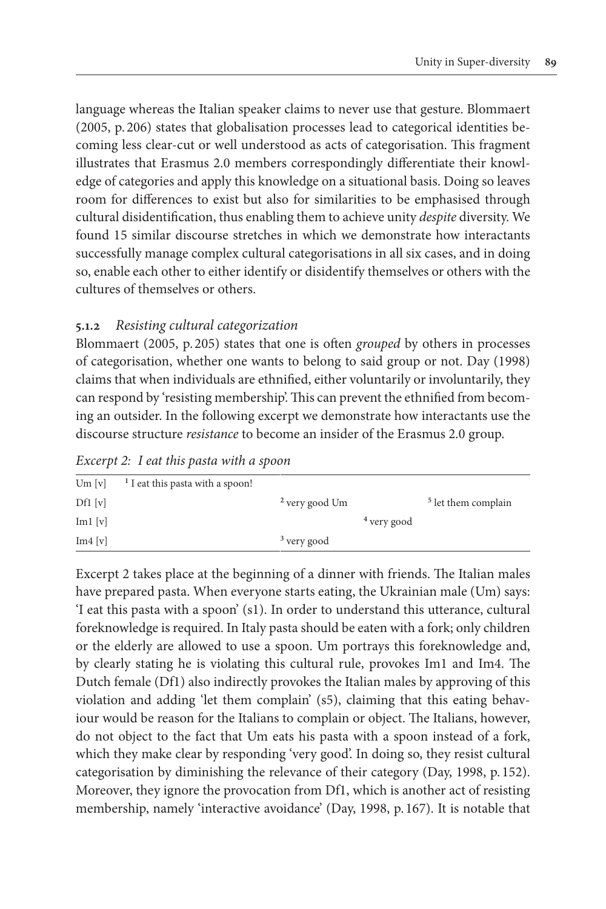language whereas the Italian speaker claims to never use that gesture. Blommaert (2005, p. 206) states that globalisation processes lead to categorical identities becoming less clear-cut or well understood as acts of categorisation. This fragment illustrates that Erasmus 2.0 members correspondingly differentiate their knowledge of categories and apply this knowledge on a situational basis. Doing so leaves room for differences to exist but also for similarities to be emphasised through cultural disidentification, thus enabling them to achieve unity *despite* diversity. We found 15 similar discourse stretches in which we demonstrate how interactants successfully manage complex cultural categorisations in all six cases, and in doing so, enable each other to either identify or disidentify themselves or others with the cultures of themselves or others.

### 5.1.2 *Resisting cultural categorization*

Blommaert (2005, p. 205) states that one is often *grouped* by others in processes of categorisation, whether one wants to belong to said group or not. Day (1998) claims that when individuals are ethnified, either voluntarily or involuntarily, they can respond by 'resisting membership'. This can prevent the ethnified from becoming an outsider. In the following excerpt we demonstrate how interactants use the discourse structure *resistance* to become an insider of the Erasmus 2.0 group.

*Excerpt 2: I eat this pasta with a spoon*

| | | | | |
|---|---|---|---|---|
| Um [v] | [1] I eat this pasta with a spoon! | | | |
| Df1 [v] | | [2] very good Um | | [5] let them complain |
| Im1 [v] | | | [4] very good | |
| Im4 [v] | | [3] very good | | |

Excerpt 2 takes place at the beginning of a dinner with friends. The Italian males have prepared pasta. When everyone starts eating, the Ukrainian male (Um) says: 'I eat this pasta with a spoon' (s1). In order to understand this utterance, cultural foreknowledge is required. In Italy pasta should be eaten with a fork; only children or the elderly are allowed to use a spoon. Um portrays this foreknowledge and, by clearly stating he is violating this cultural rule, provokes Im1 and Im4. The Dutch female (Df1) also indirectly provokes the Italian males by approving of this violation and adding 'let them complain' (s5), claiming that this eating behaviour would be reason for the Italians to complain or object. The Italians, however, do not object to the fact that Um eats his pasta with a spoon instead of a fork, which they make clear by responding 'very good'. In doing so, they resist cultural categorisation by diminishing the relevance of their category (Day, 1998, p. 152). Moreover, they ignore the provocation from Df1, which is another act of resisting membership, namely 'interactive avoidance' (Day, 1998, p. 167). It is notable that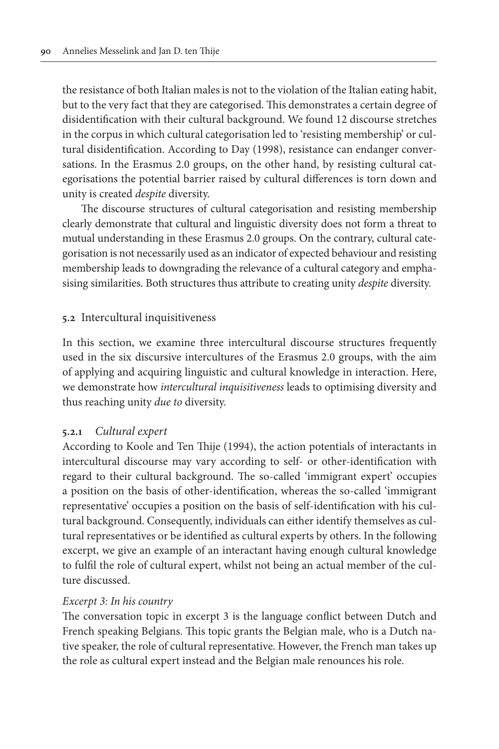the resistance of both Italian males is not to the violation of the Italian eating habit, but to the very fact that they are categorised. This demonstrates a certain degree of disidentification with their cultural background. We found 12 discourse stretches in the corpus in which cultural categorisation led to 'resisting membership' or cultural disidentification. According to Day (1998), resistance can endanger conversations. In the Erasmus 2.0 groups, on the other hand, by resisting cultural categorisations the potential barrier raised by cultural differences is torn down and unity is created *despite* diversity.

The discourse structures of cultural categorisation and resisting membership clearly demonstrate that cultural and linguistic diversity does not form a threat to mutual understanding in these Erasmus 2.0 groups. On the contrary, cultural categorisation is not necessarily used as an indicator of expected behaviour and resisting membership leads to downgrading the relevance of a cultural category and emphasising similarities. Both structures thus attribute to creating unity *despite* diversity.

## 5.2 Intercultural inquisitiveness

In this section, we examine three intercultural discourse structures frequently used in the six discursive intercultures of the Erasmus 2.0 groups, with the aim of applying and acquiring linguistic and cultural knowledge in interaction. Here, we demonstrate how *intercultural inquisitiveness* leads to optimising diversity and thus reaching unity *due to* diversity.

### 5.2.1 *Cultural expert*

According to Koole and Ten Thije (1994), the action potentials of interactants in intercultural discourse may vary according to self- or other-identification with regard to their cultural background. The so-called 'immigrant expert' occupies a position on the basis of other-identification, whereas the so-called 'immigrant representative' occupies a position on the basis of self-identification with his cultural background. Consequently, individuals can either identify themselves as cultural representatives or be identified as cultural experts by others. In the following excerpt, we give an example of an interactant having enough cultural knowledge to fulfil the role of cultural expert, whilst not being an actual member of the culture discussed.

*Excerpt 3: In his country*

The conversation topic in excerpt 3 is the language conflict between Dutch and French speaking Belgians. This topic grants the Belgian male, who is a Dutch native speaker, the role of cultural representative. However, the French man takes up the role as cultural expert instead and the Belgian male renounces his role.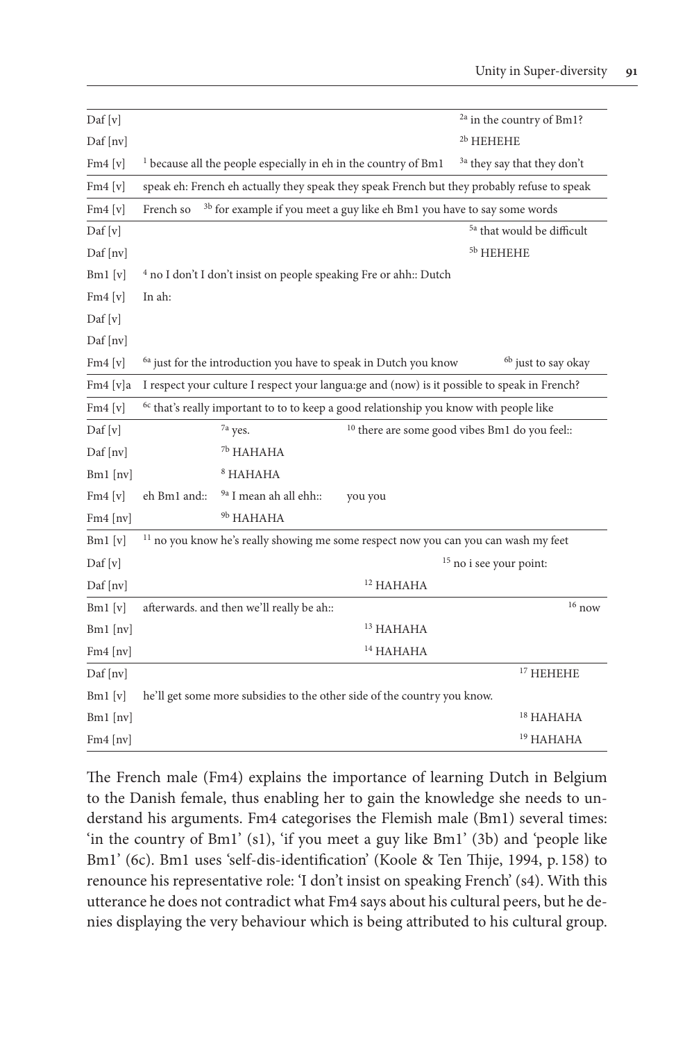| | | | |
|---|---|---|---|
| Daf [v] | | | [2a] in the country of Bm1? |
| Daf [nv] | | | [2b] HEHEHE |
| Fm4 [v] | [1] because all the people especially in eh in the country of Bm1 | | [3a] they say that they don't |
| Fm4 [v] | speak eh: French eh actually they speak they speak French but they probably refuse to speak | | |
| Fm4 [v] | French so [3b] for example if you meet a guy like eh Bm1 you have to say some words | | |
| Daf [v] | | | [5a] that would be difficult |
| Daf [nv] | | | [5b] HEHEHE |
| Bm1 [v] | [4] no I don't I don't insist on people speaking Fre or ahh:: Dutch | | |
| Fm4 [v] | In ah: | | |
| Daf [v] | | | |
| Daf [nv] | | | |
| Fm4 [v] | [6a] just for the introduction you have to speak in Dutch you know | | [6b] just to say okay |
| Fm4 [v]a | I respect your culture I respect your langua:ge and (now) is it possible to speak in French? | | |
| Fm4 [v] | [6c] that's really important to to to keep a good relationship you know with people like | | |
| Daf [v] | [7a] yes. | [10] there are some good vibes Bm1 do you feel:: | |
| Daf [nv] | [7b] HAHAHA | | |
| Bm1 [nv] | [8] HAHAHA | | |
| Fm4 [v] | eh Bm1 and:: [9a] I mean ah all ehh:: | you you | |
| Fm4 [nv] | [9b] HAHAHA | | |
| Bm1 [v] | [11] no you know he's really showing me some respect now you can you can wash my feet | | |
| Daf [v] | | | [15] no i see your point: |
| Daf [nv] | | [12] HAHAHA | |
| Bm1 [v] | afterwards. and then we'll really be ah:: | | [16] now |
| Bm1 [nv] | | [13] HAHAHA | |
| Fm4 [nv] | | [14] HAHAHA | |
| Daf [nv] | | | [17] HEHEHE |
| Bm1 [v] | he'll get some more subsidies to the other side of the country you know. | | |
| Bm1 [nv] | | | [18] HAHAHA |
| Fm4 [nv] | | | [19] HAHAHA |

The French male (Fm4) explains the importance of learning Dutch in Belgium to the Danish female, thus enabling her to gain the knowledge she needs to understand his arguments. Fm4 categorises the Flemish male (Bm1) several times: 'in the country of Bm1' (s1), 'if you meet a guy like Bm1' (3b) and 'people like Bm1' (6c). Bm1 uses 'self-dis-identification' (Koole & Ten Thije, 1994, p. 158) to renounce his representative role: 'I don't insist on speaking French' (s4). With this utterance he does not contradict what Fm4 says about his cultural peers, but he denies displaying the very behaviour which is being attributed to his cultural group.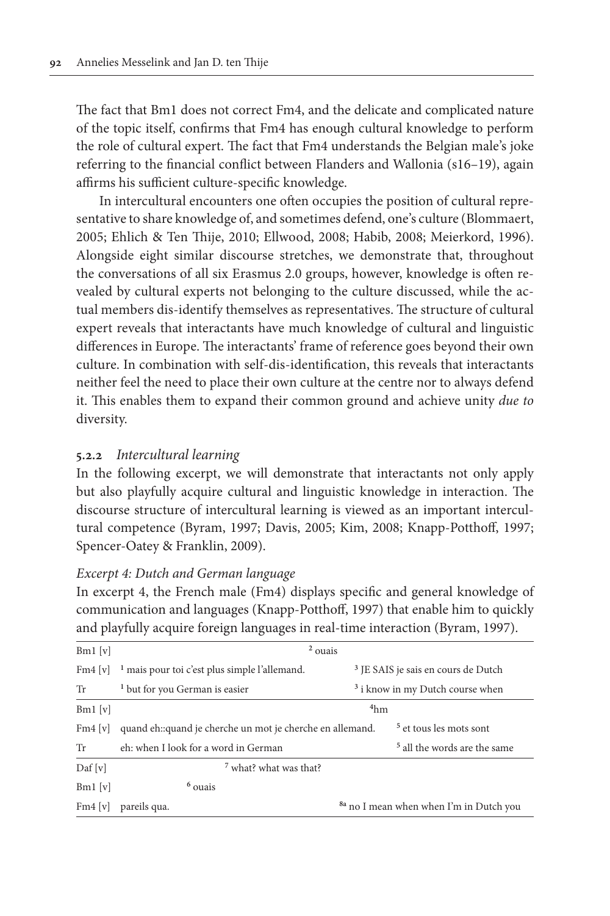The fact that Bm1 does not correct Fm4, and the delicate and complicated nature of the topic itself, confirms that Fm4 has enough cultural knowledge to perform the role of cultural expert. The fact that Fm4 understands the Belgian male's joke referring to the financial conflict between Flanders and Wallonia (s16–19), again affirms his sufficient culture-specific knowledge.

In intercultural encounters one often occupies the position of cultural representative to share knowledge of, and sometimes defend, one's culture (Blommaert, 2005; Ehlich & Ten Thije, 2010; Ellwood, 2008; Habib, 2008; Meierkord, 1996). Alongside eight similar discourse stretches, we demonstrate that, throughout the conversations of all six Erasmus 2.0 groups, however, knowledge is often revealed by cultural experts not belonging to the culture discussed, while the actual members dis-identify themselves as representatives. The structure of cultural expert reveals that interactants have much knowledge of cultural and linguistic differences in Europe. The interactants' frame of reference goes beyond their own culture. In combination with self-dis-identification, this reveals that interactants neither feel the need to place their own culture at the centre nor to always defend it. This enables them to expand their common ground and achieve unity *due to* diversity.

### 5.2.2 *Intercultural learning*

In the following excerpt, we will demonstrate that interactants not only apply but also playfully acquire cultural and linguistic knowledge in interaction. The discourse structure of intercultural learning is viewed as an important intercultural competence (Byram, 1997; Davis, 2005; Kim, 2008; Knapp-Potthoff, 1997; Spencer-Oatey & Franklin, 2009).

*Excerpt 4: Dutch and German language*

In excerpt 4, the French male (Fm4) displays specific and general knowledge of communication and languages (Knapp-Potthoff, 1997) that enable him to quickly and playfully acquire foreign languages in real-time interaction (Byram, 1997).

| | | |
|---|---|---|
| Bm1 [v] | [2] ouais | |
| Fm4 [v] | [1] mais pour toi c'est plus simple l'allemand. | [3] JE SAIS je sais en cours de Dutch |
| Tr | [1] but for you German is easier | [3] i know in my Dutch course when |

| | | |
|---|---|---|
| Bm1 [v] | [4]hm | |
| Fm4 [v] | quand eh::quand je cherche un mot je cherche en allemand. | [5] et tous les mots sont |
| Tr | eh: when I look for a word in German | [5] all the words are the same |

| | | |
|---|---|---|
| Daf [v] | [7] what? what was that? | |
| Bm1 [v] | [6] ouais | |
| Fm4 [v] | pareils qua. | [8a] no I mean when when I'm in Dutch you |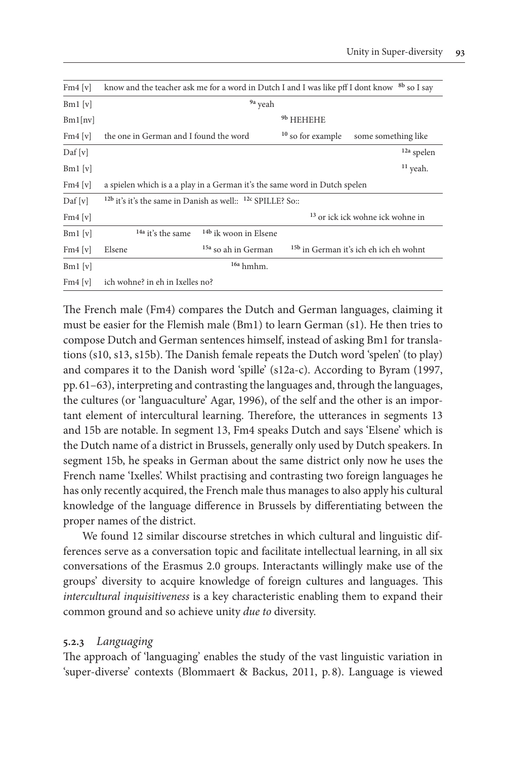| | | | | |
|---|---|---|---|---|
| Fm4 [v] | know and the teacher ask me for a word in Dutch I and I was like pff I dont know | | | [8b] so I say |
| Bm1 [v] | | [9a] yeah | | |
| Bm1[nv] | | | [9b] HEHEHE | |
| Fm4 [v] | the one in German and I found the word | | [10] so for example | some something like |
| Daf [v] | | | | [12a] spelen |
| Bm1 [v] | | | | [11] yeah. |
| Fm4 [v] | a spielen which is a a play in a German it's the same word in Dutch spelen | | | |
| Daf [v] | [12b] it's it's the same in Danish as well:: [12c] SPILLE? So:: | | | |
| Fm4 [v] | | | [13] or ick ick wohne ick wohne in | |
| Bm1 [v] | [14a] it's the same | [14b] ik woon in Elsene | | |
| Fm4 [v] | Elsene | [15a] so ah in German | [15b] in German it's ich eh ich eh wohnt | |
| Bm1 [v] | | [16a] hmhm. | | |
| Fm4 [v] | ich wohne? in eh in Ixelles no? | | | |

The French male (Fm4) compares the Dutch and German languages, claiming it must be easier for the Flemish male (Bm1) to learn German (s1). He then tries to compose Dutch and German sentences himself, instead of asking Bm1 for translations (s10, s13, s15b). The Danish female repeats the Dutch word 'spelen' (to play) and compares it to the Danish word 'spille' (s12a-c). According to Byram (1997, pp. 61–63), interpreting and contrasting the languages and, through the languages, the cultures (or 'languaculture' Agar, 1996), of the self and the other is an important element of intercultural learning. Therefore, the utterances in segments 13 and 15b are notable. In segment 13, Fm4 speaks Dutch and says 'Elsene' which is the Dutch name of a district in Brussels, generally only used by Dutch speakers. In segment 15b, he speaks in German about the same district only now he uses the French name 'Ixelles'. Whilst practising and contrasting two foreign languages he has only recently acquired, the French male thus manages to also apply his cultural knowledge of the language difference in Brussels by differentiating between the proper names of the district.

We found 12 similar discourse stretches in which cultural and linguistic differences serve as a conversation topic and facilitate intellectual learning, in all six conversations of the Erasmus 2.0 groups. Interactants willingly make use of the groups' diversity to acquire knowledge of foreign cultures and languages. This *intercultural inquisitiveness* is a key characteristic enabling them to expand their common ground and so achieve unity *due to* diversity.

#### 5.2.3 *Languaging*

The approach of 'languaging' enables the study of the vast linguistic variation in 'super-diverse' contexts (Blommaert & Backus, 2011, p. 8). Language is viewed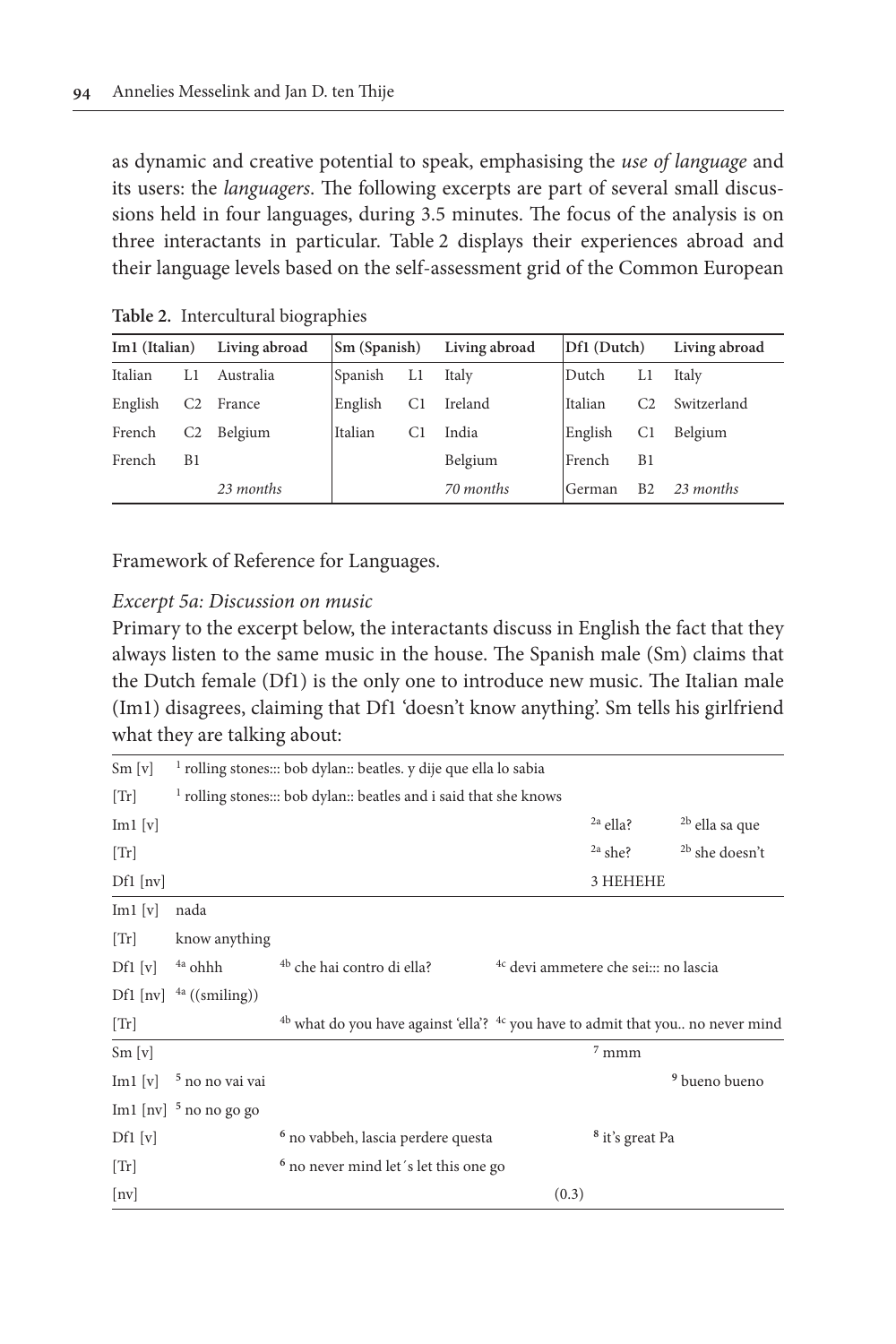as dynamic and creative potential to speak, emphasising the *use of language* and its users: the *languagers*. The following excerpts are part of several small discussions held in four languages, during 3.5 minutes. The focus of the analysis is on three interactants in particular. Table 2 displays their experiences abroad and their language levels based on the self-assessment grid of the Common European

**Table 2.** Intercultural biographies

| Im1 (Italian) | | Living abroad | Sm (Spanish) | | Living abroad | Df1 (Dutch) | | Living abroad |
|---|---|---|---|---|---|---|---|---|
| Italian | L1 | Australia | Spanish | L1 | Italy | Dutch | L1 | Italy |
| English | C2 | France | English | C1 | Ireland | Italian | C2 | Switzerland |
| French | C2 | Belgium | Italian | C1 | India | English | C1 | Belgium |
| French | B1 | | | | Belgium | French | B1 | |
| | | *23 months* | | | *70 months* | German | B2 | *23 months* |

Framework of Reference for Languages.

*Excerpt 5a: Discussion on music*

Primary to the excerpt below, the interactants discuss in English the fact that they always listen to the same music in the house. The Spanish male (Sm) claims that the Dutch female (Df1) is the only one to introduce new music. The Italian male (Im1) disagrees, claiming that Df1 'doesn't know anything'. Sm tells his girlfriend what they are talking about:

| | | | |
|---|---|---|---|
| Sm [v] | [1] rolling stones::: bob dylan:: beatles. y dije que ella lo sabia | | |
| [Tr] | [1] rolling stones::: bob dylan:: beatles and i said that she knows | | |
| Im1 [v] | | [2a] ella? | [2b] ella sa que |
| [Tr] | | [2a] she? | [2b] she doesn't |
| Df1 [nv] | | 3 HEHEHE | |

| | | | |
|---|---|---|---|
| Im1 [v] | nada | | |
| [Tr] | know anything | | |
| Df1 [v] | [4a] ohhh | [4b] che hai contro di ella? | [4c] devi ammetere che sei::: no lascia |
| Df1 [nv] | [4a] ((smiling)) | | |
| [Tr] | | [4b] what do you have against 'ella'? | [4c] you have to admit that you.. no never mind |

| | | | | |
|---|---|---|---|---|
| Sm [v] | | | [7] mmm | |
| Im1 [v] | [5] no no vai vai | | | [9] bueno bueno |
| Im1 [nv] | [5] no no go go | | | |
| Df1 [v] | | [6] no vabbeh, lascia perdere questa | [8] it's great Pa | |
| [Tr] | | [6] no never mind let´s let this one go | | |
| [nv] | | | (0.3) | |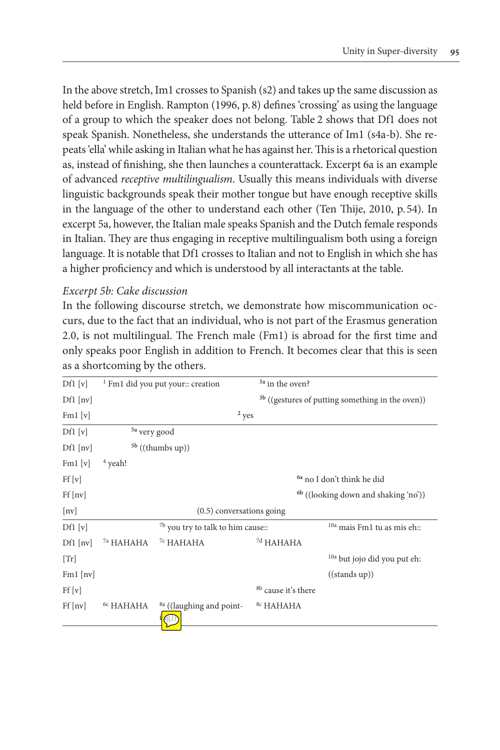In the above stretch, Im1 crosses to Spanish (s2) and takes up the same discussion as held before in English. Rampton (1996, p. 8) defines 'crossing' as using the language of a group to which the speaker does not belong. Table 2 shows that Df1 does not speak Spanish. Nonetheless, she understands the utterance of Im1 (s4a-b). She repeats 'ella' while asking in Italian what he has against her. This is a rhetorical question as, instead of finishing, she then launches a counterattack. Excerpt 6a is an example of advanced *receptive multilingualism*. Usually this means individuals with diverse linguistic backgrounds speak their mother tongue but have enough receptive skills in the language of the other to understand each other (Ten Thije, 2010, p. 54). In excerpt 5a, however, the Italian male speaks Spanish and the Dutch female responds in Italian. They are thus engaging in receptive multilingualism both using a foreign language. It is notable that Df1 crosses to Italian and not to English in which she has a higher proficiency and which is understood by all interactants at the table.

*Excerpt 5b: Cake discussion*

In the following discourse stretch, we demonstrate how miscommunication occurs, due to the fact that an individual, who is not part of the Erasmus generation 2.0, is not multilingual. The French male (Fm1) is abroad for the first time and only speaks poor English in addition to French. It becomes clear that this is seen as a shortcoming by the others.

| | | | |
|---|---|---|---|
| Df1 [v] | [1] Fm1 did you put your:: creation | | [3a] in the oven? |
| Df1 [nv] | | | [3b] ((gestures of putting something in the oven)) |
| Fm1 [v] | | [2] yes | |

| | | | | |
|---|---|---|---|---|
| Df1 [v] | | [5a] very good | | |
| Df1 [nv] | | [5b] ((thumbs up)) | | |
| Fm1 [v] | [4] yeah! | | | |
| Ff [v] | | | | [6a] no I don't think he did |
| Ff [nv] | | | | [6b] ((looking down and shaking 'no')) |
| [nv] | | | (0.5) conversations going | |

| | | | | |
|---|---|---|---|---|
| Df1 [v] | | [7b] you try to talk to him cause:: | | [10a] mais Fm1 tu as mis eh:: |
| Df1 [nv] | [7a] HAHAHA | [7c] HAHAHA | [7d] HAHAHA | |
| [Tr] | | | | [10a] but jojo did you put eh: |
| Fm1 [nv] | | | | ((stands up)) |
| Ff [v] | | | [8b] cause it's there | |
| Ff [nv] | [6c] HAHAHA | [8a] ((laughing and pointing)) | [8c] HAHAHA | |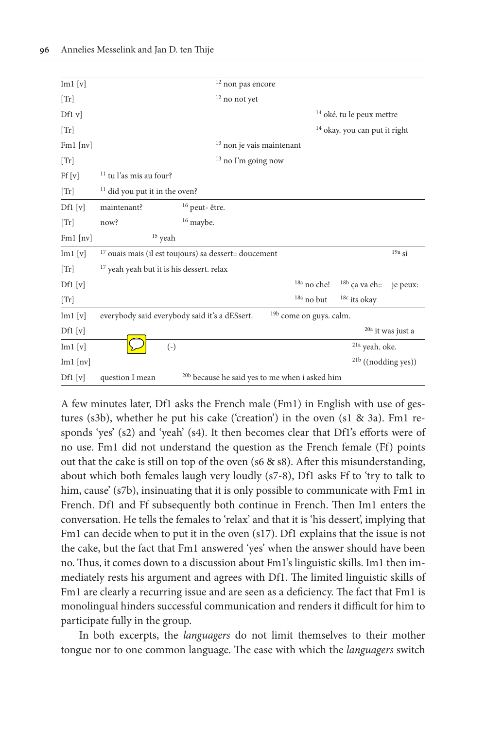| | | | | | |
|---|---|---|---|---|---|
| Im1 [v] | | | [12] non pas encore | | |
| [Tr] | | | [12] no not yet | | |
| Df1 v] | | | | [14] oké. tu le peux mettre | |
| [Tr] | | | | [14] okay. you can put it right | |
| Fm1 [nv] | | | [13] non je vais maintenant | | |
| [Tr] | | | [13] no I'm going now | | |
| Ff [v] | [11] tu l'as mis au four? | | | | |
| [Tr] | [11] did you put it in the oven? | | | | |

| | | | |
|---|---|---|---|
| Df1 [v] | maintenant? | [16] peut- être. | |
| [Tr] | now? | [16] maybe. | |
| Fm1 [nv] | [15] yeah | | |

| | | | | |
|---|---|---|---|---|
| Im1 [v] | [17] ouais mais (il est toujours) sa dessert:: doucement | | | [19a] si |
| [Tr] | [17] yeah yeah but it is his dessert. relax | | | |
| Df1 [v] | | [18a] no che! | [18b] ça va eh:: | je peux: |
| [Tr] | | [18a] no but | [18c] its okay | |

| | | | |
|---|---|---|---|
| Im1 [v] | everybody said everybody said it's a dESSert. | [19b] come on guys. calm. | |
| Df1 [v] | | | [20a] it was just a |

| | | | |
|---|---|---|---|
| Im1 [v] | (-) | | [21a] yeah. oke. |
| Im1 [nv] | | | [21b] ((nodding yes)) |
| Df1 [v] | question I mean | [20b] because he said yes to me when i asked him | |

A few minutes later, Df1 asks the French male (Fm1) in English with use of gestures (s3b), whether he put his cake ('creation') in the oven (s1 & 3a). Fm1 responds 'yes' (s2) and 'yeah' (s4). It then becomes clear that Df1's efforts were of no use. Fm1 did not understand the question as the French female (Ff) points out that the cake is still on top of the oven (s6 & s8). After this misunderstanding, about which both females laugh very loudly (s7-8), Df1 asks Ff to 'try to talk to him, cause' (s7b), insinuating that it is only possible to communicate with Fm1 in French. Df1 and Ff subsequently both continue in French. Then Im1 enters the conversation. He tells the females to 'relax' and that it is 'his dessert', implying that Fm1 can decide when to put it in the oven (s17). Df1 explains that the issue is not the cake, but the fact that Fm1 answered 'yes' when the answer should have been no. Thus, it comes down to a discussion about Fm1's linguistic skills. Im1 then immediately rests his argument and agrees with Df1. The limited linguistic skills of Fm1 are clearly a recurring issue and are seen as a deficiency. The fact that Fm1 is monolingual hinders successful communication and renders it difficult for him to participate fully in the group.

In both excerpts, the *languagers* do not limit themselves to their mother tongue nor to one common language. The ease with which the *languagers* switch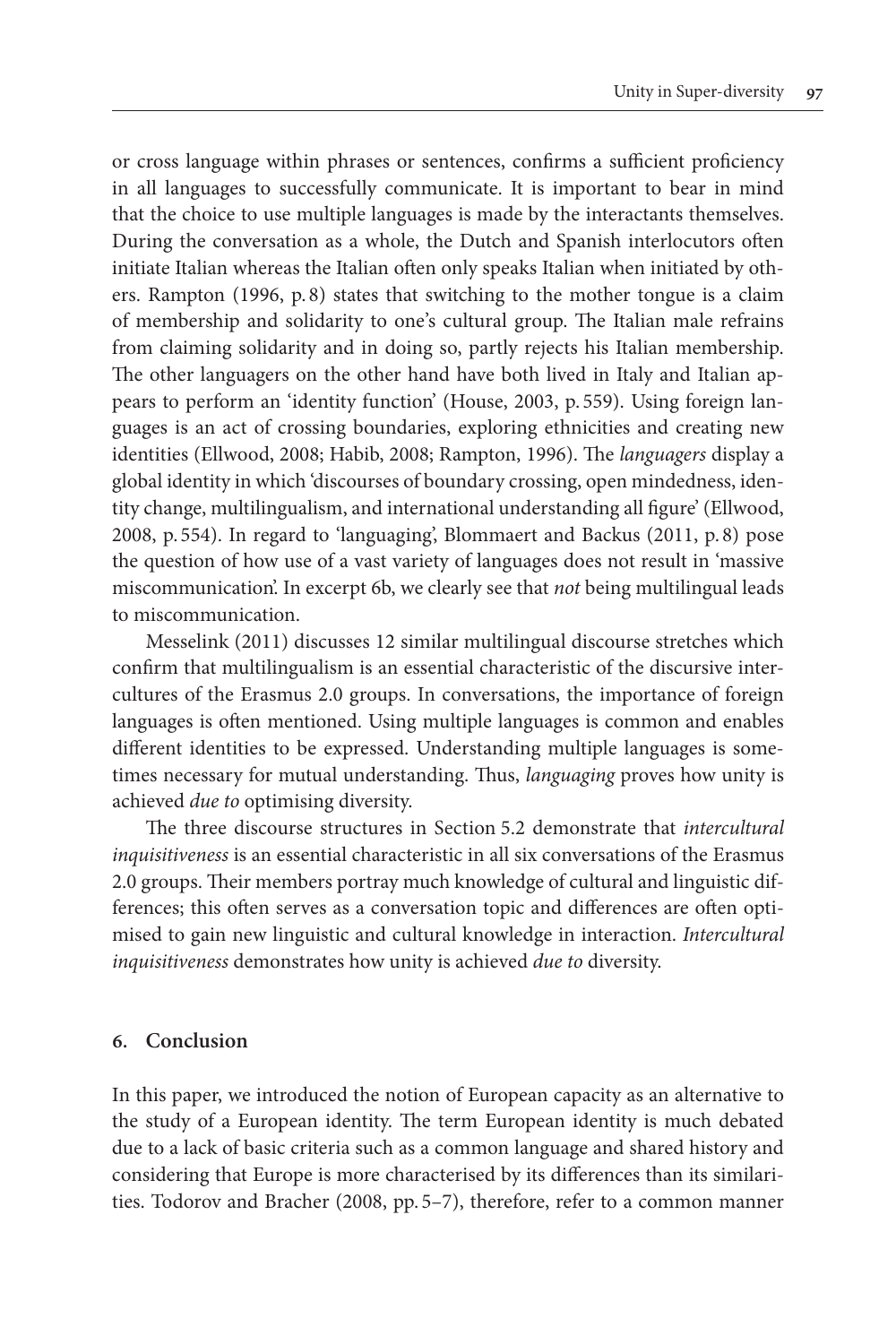or cross language within phrases or sentences, confirms a sufficient proficiency in all languages to successfully communicate. It is important to bear in mind that the choice to use multiple languages is made by the interactants themselves. During the conversation as a whole, the Dutch and Spanish interlocutors often initiate Italian whereas the Italian often only speaks Italian when initiated by others. Rampton (1996, p. 8) states that switching to the mother tongue is a claim of membership and solidarity to one's cultural group. The Italian male refrains from claiming solidarity and in doing so, partly rejects his Italian membership. The other languagers on the other hand have both lived in Italy and Italian appears to perform an 'identity function' (House, 2003, p. 559). Using foreign languages is an act of crossing boundaries, exploring ethnicities and creating new identities (Ellwood, 2008; Habib, 2008; Rampton, 1996). The *languagers* display a global identity in which 'discourses of boundary crossing, open mindedness, identity change, multilingualism, and international understanding all figure' (Ellwood, 2008, p. 554). In regard to 'languaging', Blommaert and Backus (2011, p. 8) pose the question of how use of a vast variety of languages does not result in 'massive miscommunication'. In excerpt 6b, we clearly see that *not* being multilingual leads to miscommunication.

Messelink (2011) discusses 12 similar multilingual discourse stretches which confirm that multilingualism is an essential characteristic of the discursive intercultures of the Erasmus 2.0 groups. In conversations, the importance of foreign languages is often mentioned. Using multiple languages is common and enables different identities to be expressed. Understanding multiple languages is sometimes necessary for mutual understanding. Thus, *languaging* proves how unity is achieved *due to* optimising diversity.

The three discourse structures in Section 5.2 demonstrate that *intercultural inquisitiveness* is an essential characteristic in all six conversations of the Erasmus 2.0 groups. Their members portray much knowledge of cultural and linguistic differences; this often serves as a conversation topic and differences are often optimised to gain new linguistic and cultural knowledge in interaction. *Intercultural inquisitiveness* demonstrates how unity is achieved *due to* diversity.

## 6. Conclusion

In this paper, we introduced the notion of European capacity as an alternative to the study of a European identity. The term European identity is much debated due to a lack of basic criteria such as a common language and shared history and considering that Europe is more characterised by its differences than its similarities. Todorov and Bracher (2008, pp. 5–7), therefore, refer to a common manner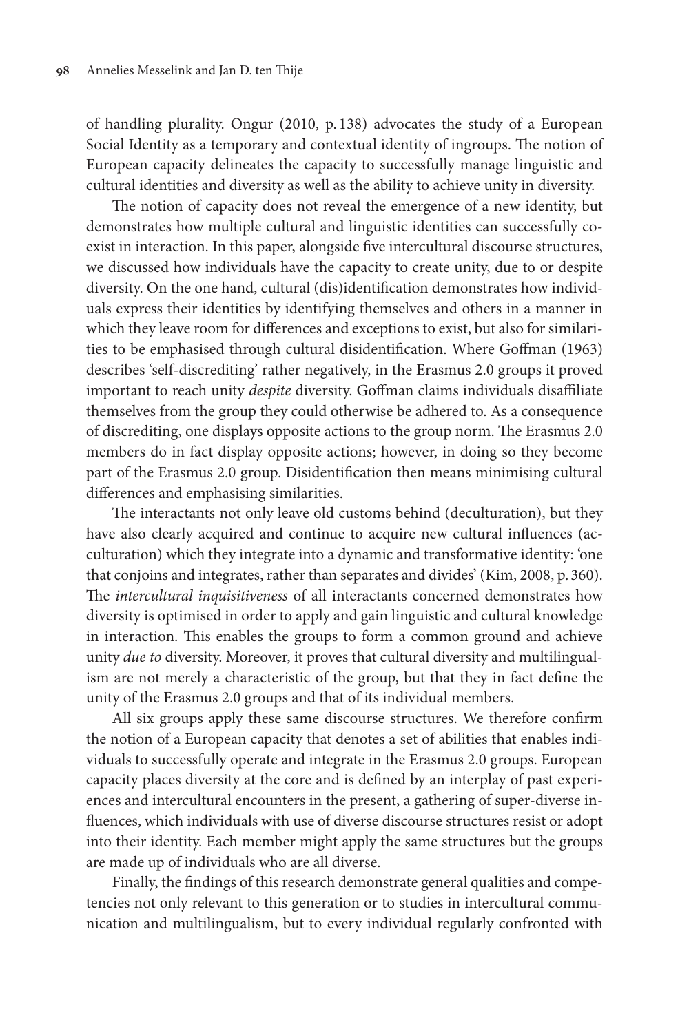of handling plurality. Ongur (2010, p. 138) advocates the study of a European Social Identity as a temporary and contextual identity of ingroups. The notion of European capacity delineates the capacity to successfully manage linguistic and cultural identities and diversity as well as the ability to achieve unity in diversity.

The notion of capacity does not reveal the emergence of a new identity, but demonstrates how multiple cultural and linguistic identities can successfully co-exist in interaction. In this paper, alongside five intercultural discourse structures, we discussed how individuals have the capacity to create unity, due to or despite diversity. On the one hand, cultural (dis)identification demonstrates how individuals express their identities by identifying themselves and others in a manner in which they leave room for differences and exceptions to exist, but also for similarities to be emphasised through cultural disidentification. Where Goffman (1963) describes 'self-discrediting' rather negatively, in the Erasmus 2.0 groups it proved important to reach unity *despite* diversity. Goffman claims individuals disaffiliate themselves from the group they could otherwise be adhered to. As a consequence of discrediting, one displays opposite actions to the group norm. The Erasmus 2.0 members do in fact display opposite actions; however, in doing so they become part of the Erasmus 2.0 group. Disidentification then means minimising cultural differences and emphasising similarities.

The interactants not only leave old customs behind (deculturation), but they have also clearly acquired and continue to acquire new cultural influences (acculturation) which they integrate into a dynamic and transformative identity: 'one that conjoins and integrates, rather than separates and divides' (Kim, 2008, p. 360). The *intercultural inquisitiveness* of all interactants concerned demonstrates how diversity is optimised in order to apply and gain linguistic and cultural knowledge in interaction. This enables the groups to form a common ground and achieve unity *due to* diversity. Moreover, it proves that cultural diversity and multilingualism are not merely a characteristic of the group, but that they in fact define the unity of the Erasmus 2.0 groups and that of its individual members.

All six groups apply these same discourse structures. We therefore confirm the notion of a European capacity that denotes a set of abilities that enables individuals to successfully operate and integrate in the Erasmus 2.0 groups. European capacity places diversity at the core and is defined by an interplay of past experiences and intercultural encounters in the present, a gathering of super-diverse influences, which individuals with use of diverse discourse structures resist or adopt into their identity. Each member might apply the same structures but the groups are made up of individuals who are all diverse.

Finally, the findings of this research demonstrate general qualities and competencies not only relevant to this generation or to studies in intercultural communication and multilingualism, but to every individual regularly confronted with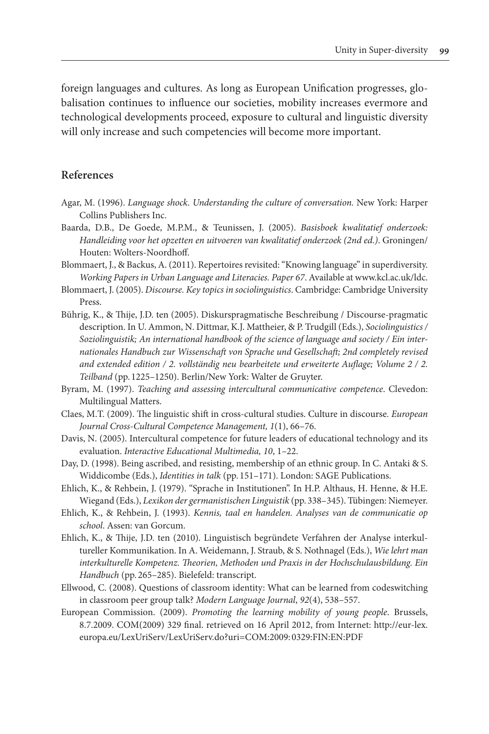foreign languages and cultures. As long as European Unification progresses, globalisation continues to influence our societies, mobility increases evermore and technological developments proceed, exposure to cultural and linguistic diversity will only increase and such competencies will become more important.

## References

Agar, M. (1996). *Language shock. Understanding the culture of conversation.* New York: Harper Collins Publishers Inc.

Baarda, D.B., De Goede, M.P.M., & Teunissen, J. (2005). *Basisboek kwalitatief onderzoek: Handleiding voor het opzetten en uitvoeren van kwalitatief onderzoek (2nd ed.)*. Groningen/Houten: Wolters-Noordhoff.

Blommaert, J., & Backus, A. (2011). Repertoires revisited: "Knowing language" in superdiversity. *Working Papers in Urban Language and Literacies. Paper 67*. Available at www.kcl.ac.uk/ldc.

Blommaert, J. (2005). *Discourse. Key topics in sociolinguistics*. Cambridge: Cambridge University Press.

Bührig, K., & Thije, J.D. ten (2005). Diskurspragmatische Beschreibung / Discourse-pragmatic description. In U. Ammon, N. Dittmar, K.J. Mattheier, & P. Trudgill (Eds.), *Sociolinguistics / Soziolinguistik; An international handbook of the science of language and society / Ein internationales Handbuch zur Wissenschaft von Sprache und Gesellschaft; 2nd completely revised and extended edition / 2. vollständig neu bearbeitete und erweiterte Auflage; Volume 2 / 2. Teilband* (pp. 1225–1250). Berlin/New York: Walter de Gruyter.

Byram, M. (1997). *Teaching and assessing intercultural communicative competence*. Clevedon: Multilingual Matters.

Claes, M.T. (2009). The linguistic shift in cross-cultural studies. Culture in discourse. *European Journal Cross-Cultural Competence Management, 1*(1), 66–76.

Davis, N. (2005). Intercultural competence for future leaders of educational technology and its evaluation. *Interactive Educational Multimedia, 10*, 1–22.

Day, D. (1998). Being ascribed, and resisting, membership of an ethnic group. In C. Antaki & S. Widdicombe (Eds.), *Identities in talk* (pp. 151–171). London: SAGE Publications.

Ehlich, K., & Rehbein, J. (1979). "Sprache in Institutionen". In H.P. Althaus, H. Henne, & H.E. Wiegand (Eds.), *Lexikon der germanistischen Linguistik* (pp. 338–345). Tübingen: Niemeyer.

Ehlich, K., & Rehbein, J. (1993). *Kennis, taal en handelen. Analyses van de communicatie op school*. Assen: van Gorcum.

Ehlich, K., & Thije, J.D. ten (2010). Linguistisch begründete Verfahren der Analyse interkultureller Kommunikation. In A. Weidemann, J. Straub, & S. Nothnagel (Eds.), *Wie lehrt man interkulturelle Kompetenz. Theorien, Methoden und Praxis in der Hochschulausbildung. Ein Handbuch* (pp. 265–285). Bielefeld: transcript.

Ellwood, C. (2008). Questions of classroom identity: What can be learned from codeswitching in classroom peer group talk? *Modern Language Journal*, *92*(4), 538–557.

European Commission. (2009). *Promoting the learning mobility of young people*. Brussels, 8.7.2009. COM(2009) 329 final. retrieved on 16 April 2012, from Internet: http://eur-lex.europa.eu/LexUriServ/LexUriServ.do?uri=COM:2009:0329:FIN:EN:PDF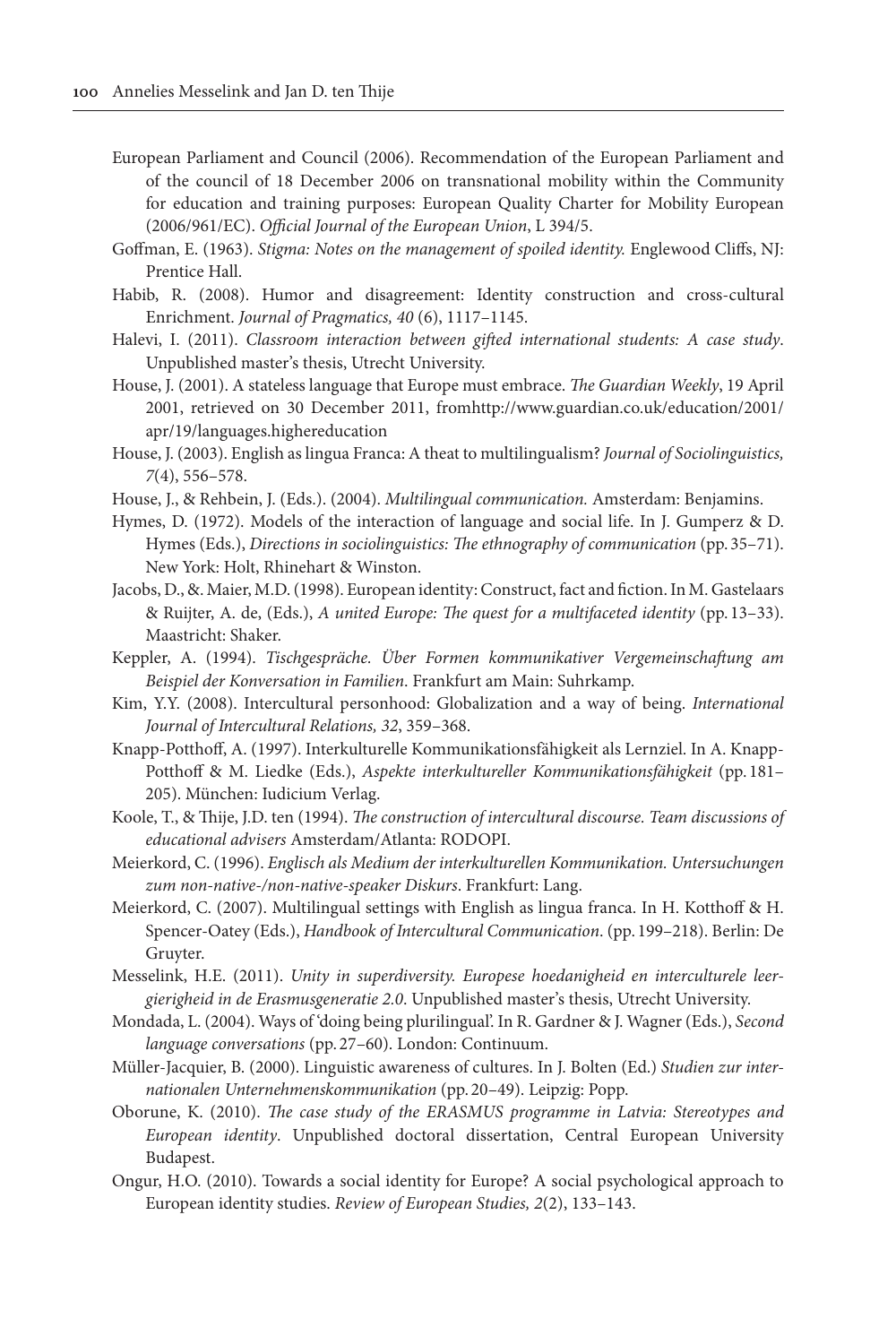European Parliament and Council (2006). Recommendation of the European Parliament and of the council of 18 December 2006 on transnational mobility within the Community for education and training purposes: European Quality Charter for Mobility European (2006/961/EC). *Official Journal of the European Union*, L 394/5.

Goffman, E. (1963). *Stigma: Notes on the management of spoiled identity.* Englewood Cliffs, NJ: Prentice Hall.

Habib, R. (2008). Humor and disagreement: Identity construction and cross-cultural Enrichment. *Journal of Pragmatics, 40* (6), 1117–1145.

Halevi, I. (2011). *Classroom interaction between gifted international students: A case study*. Unpublished master's thesis, Utrecht University.

House, J. (2001). A stateless language that Europe must embrace. *The Guardian Weekly*, 19 April 2001, retrieved on 30 December 2011, fromhttp://www.guardian.co.uk/education/2001/apr/19/languages.highereducation

House, J. (2003). English as lingua Franca: A theat to multilingualism? *Journal of Sociolinguistics, 7*(4), 556–578.

House, J., & Rehbein, J. (Eds.). (2004). *Multilingual communication.* Amsterdam: Benjamins.

Hymes, D. (1972). Models of the interaction of language and social life. In J. Gumperz & D. Hymes (Eds.), *Directions in sociolinguistics: The ethnography of communication* (pp. 35–71). New York: Holt, Rhinehart & Winston.

Jacobs, D., &. Maier, M.D. (1998). European identity: Construct, fact and fiction. In M. Gastelaars & Ruijter, A. de, (Eds.), *A united Europe: The quest for a multifaceted identity* (pp. 13–33). Maastricht: Shaker.

Keppler, A. (1994). *Tischgespräche. Über Formen kommunikativer Vergemeinschaftung am Beispiel der Konversation in Familien*. Frankfurt am Main: Suhrkamp.

Kim, Y.Y. (2008). Intercultural personhood: Globalization and a way of being. *International Journal of Intercultural Relations, 32*, 359–368.

Knapp-Potthoff, A. (1997). Interkulturelle Kommunikationsfähigkeit als Lernziel. In A. Knapp-Potthoff & M. Liedke (Eds.), *Aspekte interkultureller Kommunikationsfähigkeit* (pp. 181–205). München: Iudicium Verlag.

Koole, T., & Thije, J.D. ten (1994). *The construction of intercultural discourse. Team discussions of educational advisers* Amsterdam/Atlanta: RODOPI.

Meierkord, C. (1996). *Englisch als Medium der interkulturellen Kommunikation. Untersuchungen zum non-native-/non-native-speaker Diskurs*. Frankfurt: Lang.

Meierkord, C. (2007). Multilingual settings with English as lingua franca. In H. Kotthoff & H. Spencer-Oatey (Eds.), *Handbook of Intercultural Communication*. (pp. 199–218). Berlin: De Gruyter.

Messelink, H.E. (2011). *Unity in superdiversity. Europese hoedanigheid en interculturele leergierigheid in de Erasmusgeneratie 2.0*. Unpublished master's thesis, Utrecht University.

Mondada, L. (2004). Ways of 'doing being plurilingual'. In R. Gardner & J. Wagner (Eds.), *Second language conversations* (pp. 27–60). London: Continuum.

Müller-Jacquier, B. (2000). Linguistic awareness of cultures. In J. Bolten (Ed.) *Studien zur internationalen Unternehmenskommunikation* (pp. 20–49). Leipzig: Popp.

Oborune, K. (2010). *The case study of the ERASMUS programme in Latvia: Stereotypes and European identity*. Unpublished doctoral dissertation, Central European University Budapest.

Ongur, H.O. (2010). Towards a social identity for Europe? A social psychological approach to European identity studies. *Review of European Studies, 2*(2), 133–143.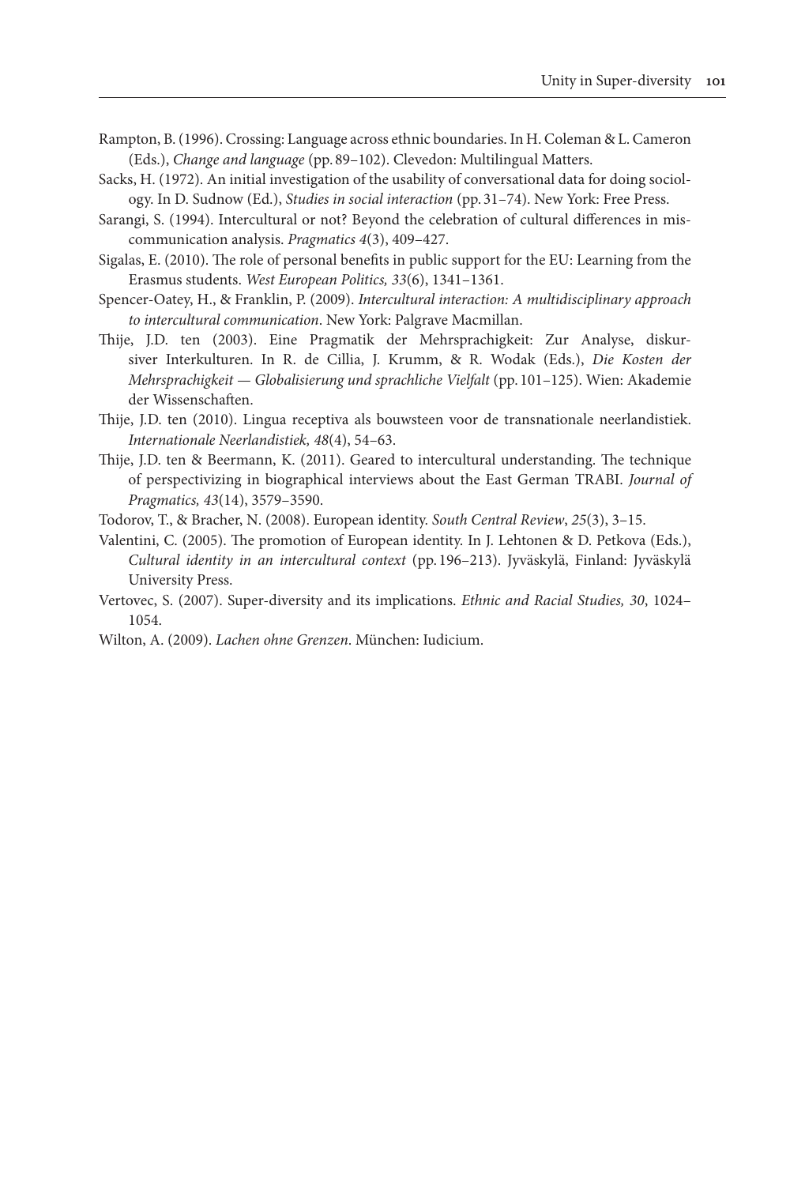Rampton, B. (1996). Crossing: Language across ethnic boundaries. In H. Coleman & L. Cameron (Eds.), *Change and language* (pp. 89–102). Clevedon: Multilingual Matters.

Sacks, H. (1972). An initial investigation of the usability of conversational data for doing sociology. In D. Sudnow (Ed.), *Studies in social interaction* (pp. 31–74). New York: Free Press.

Sarangi, S. (1994). Intercultural or not? Beyond the celebration of cultural differences in miscommunication analysis. *Pragmatics 4*(3), 409–427.

Sigalas, E. (2010). The role of personal benefits in public support for the EU: Learning from the Erasmus students. *West European Politics, 33*(6), 1341–1361.

Spencer-Oatey, H., & Franklin, P. (2009). *Intercultural interaction: A multidisciplinary approach to intercultural communication*. New York: Palgrave Macmillan.

Thije, J.D. ten (2003). Eine Pragmatik der Mehrsprachigkeit: Zur Analyse, diskursiver Interkulturen. In R. de Cillia, J. Krumm, & R. Wodak (Eds.), *Die Kosten der Mehrsprachigkeit — Globalisierung und sprachliche Vielfalt* (pp. 101–125). Wien: Akademie der Wissenschaften.

Thije, J.D. ten (2010). Lingua receptiva als bouwsteen voor de transnationale neerlandistiek. *Internationale Neerlandistiek, 48*(4), 54–63.

Thije, J.D. ten & Beermann, K. (2011). Geared to intercultural understanding. The technique of perspectivizing in biographical interviews about the East German TRABI. *Journal of Pragmatics, 43*(14), 3579–3590.

Todorov, T., & Bracher, N. (2008). European identity. *South Central Review*, *25*(3), 3–15.

Valentini, C. (2005). The promotion of European identity. In J. Lehtonen & D. Petkova (Eds.), *Cultural identity in an intercultural context* (pp. 196–213). Jyväskylä, Finland: Jyväskylä University Press.

Vertovec, S. (2007). Super-diversity and its implications. *Ethnic and Racial Studies, 30*, 1024–1054.

Wilton, A. (2009). *Lachen ohne Grenzen*. München: Iudicium.